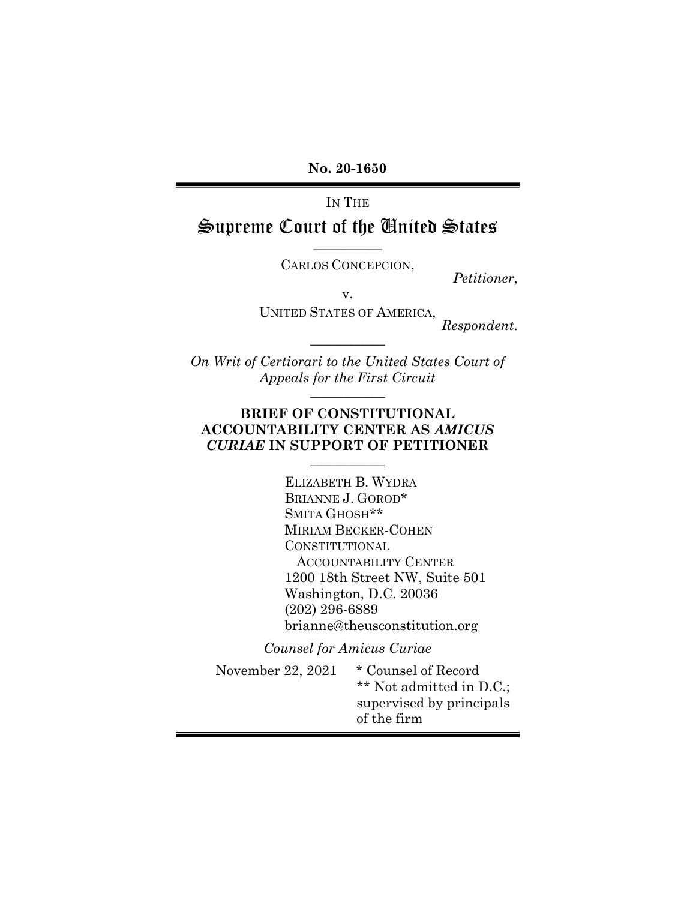**No. 20-1650**

IN THE

# Supreme Court of the United States

---

CARLOS CONCEPCION,

*Petitioner*,

v.

UNITED STATES OF AMERICA,

*Respondent*.

---

*On Writ of Certiorari to the United States Court of Appeals for the First Circuit*

---

**BRIEF OF CONSTITUTIONAL ACCOUNTABILITY CENTER AS *AMICUS CURIAE* IN SUPPORT OF PETITIONER**

---

ELIZABETH B. WYDRA
BRIANNE J. GOROD*
SMITA GHOSH**
MIRIAM BECKER-COHEN
CONSTITUTIONAL
ACCOUNTABILITY CENTER
1200 18th Street NW, Suite 501
Washington, D.C. 20036
(202) 296-6889
brianne@theusconstitution.org

*Counsel for Amicus Curiae*

November 22, 2021

\* Counsel of Record
\*\* Not admitted in D.C.; supervised by principals of the firm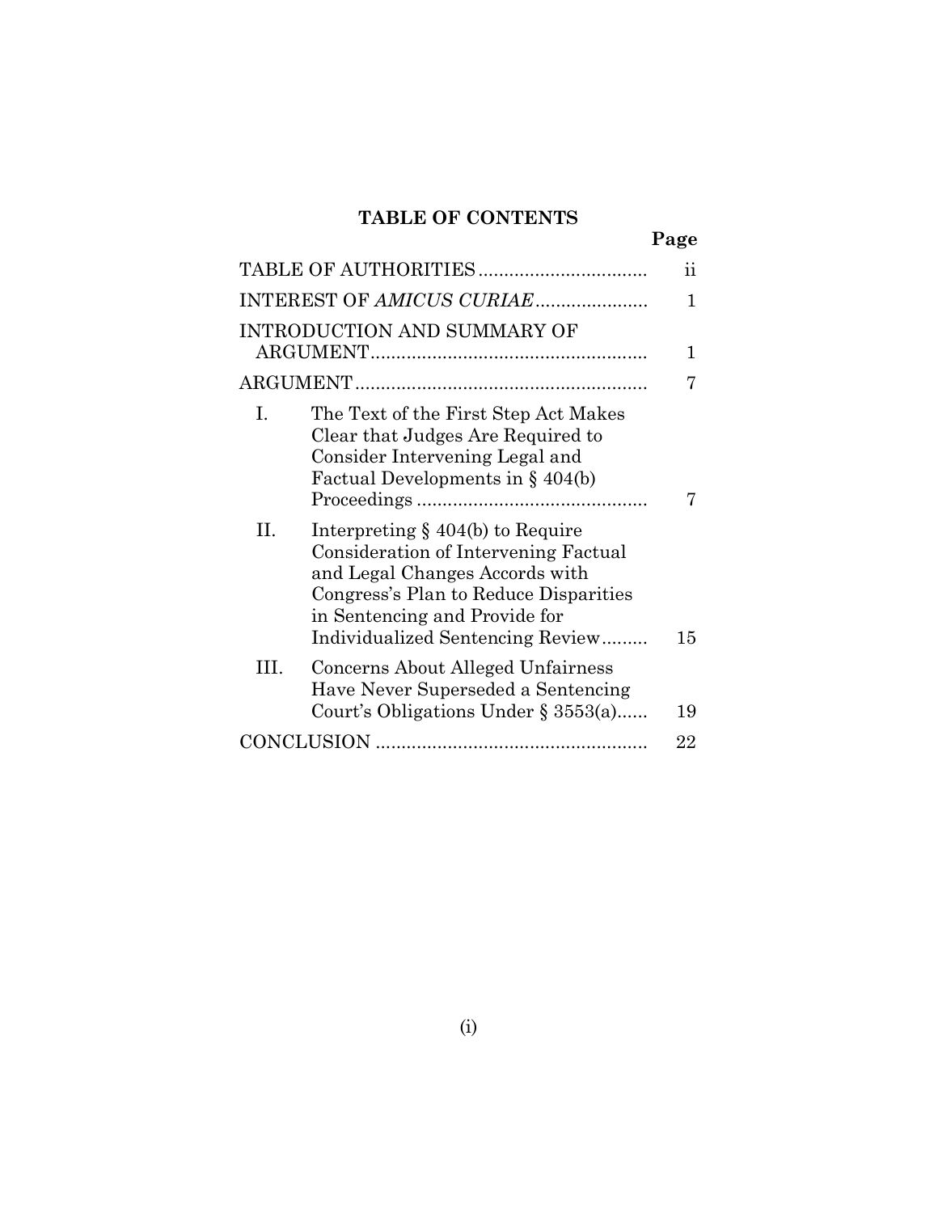## TABLE OF CONTENTS

| | | Page |
|---|---|---|
| TABLE OF AUTHORITIES | | ii |
| INTEREST OF *AMICUS CURIAE* | | 1 |
| INTRODUCTION AND SUMMARY OF ARGUMENT | | 1 |
| ARGUMENT | | 7 |
| I. | The Text of the First Step Act Makes Clear that Judges Are Required to Consider Intervening Legal and Factual Developments in § 404(b) Proceedings | 7 |
| II. | Interpreting § 404(b) to Require Consideration of Intervening Factual and Legal Changes Accords with Congress's Plan to Reduce Disparities in Sentencing and Provide for Individualized Sentencing Review | 15 |
| III. | Concerns About Alleged Unfairness Have Never Superseded a Sentencing Court's Obligations Under § 3553(a) | 19 |
| CONCLUSION | | 22 |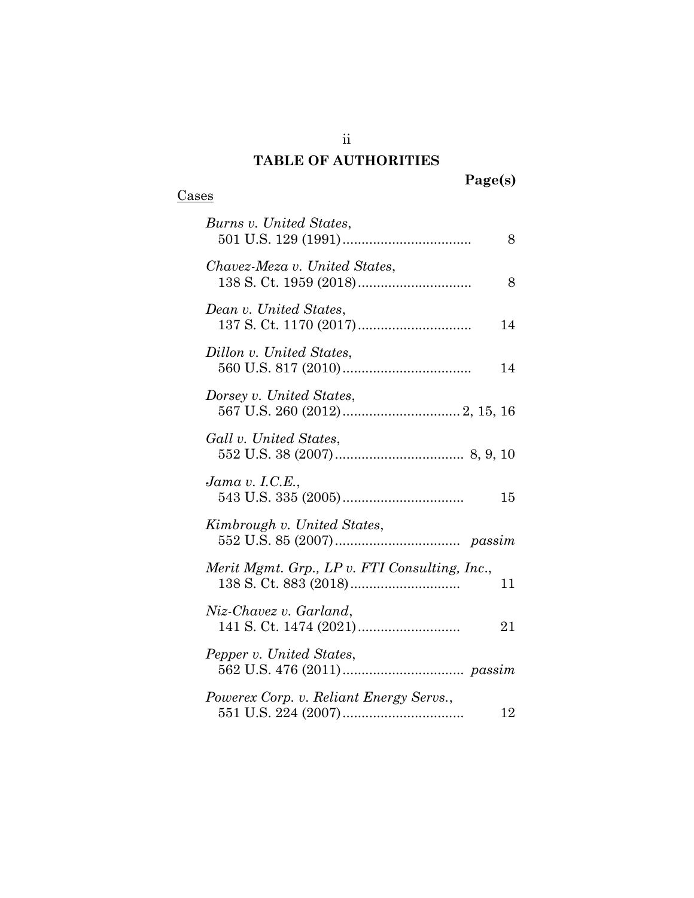# TABLE OF AUTHORITIES

**Page(s)**

Cases

*Burns v. United States*,
501 U.S. 129 (1991) .................................. 8

*Chavez-Meza v. United States*,
138 S. Ct. 1959 (2018) .............................. 8

*Dean v. United States*,
137 S. Ct. 1170 (2017) .............................. 14

*Dillon v. United States*,
560 U.S. 817 (2010) .................................. 14

*Dorsey v. United States*,
567 U.S. 260 (2012) ............................... 2, 15, 16

*Gall v. United States*,
552 U.S. 38 (2007) .................................. 8, 9, 10

*Jama v. I.C.E.*,
543 U.S. 335 (2005) ................................ 15

*Kimbrough v. United States*,
552 U.S. 85 (2007) ................................. *passim*

*Merit Mgmt. Grp., LP v. FTI Consulting, Inc.*,
138 S. Ct. 883 (2018) ............................. 11

*Niz-Chavez v. Garland*,
141 S. Ct. 1474 (2021) ........................... 21

*Pepper v. United States*,
562 U.S. 476 (2011) ................................ *passim*

*Powerex Corp. v. Reliant Energy Servs.*,
551 U.S. 224 (2007) ................................ 12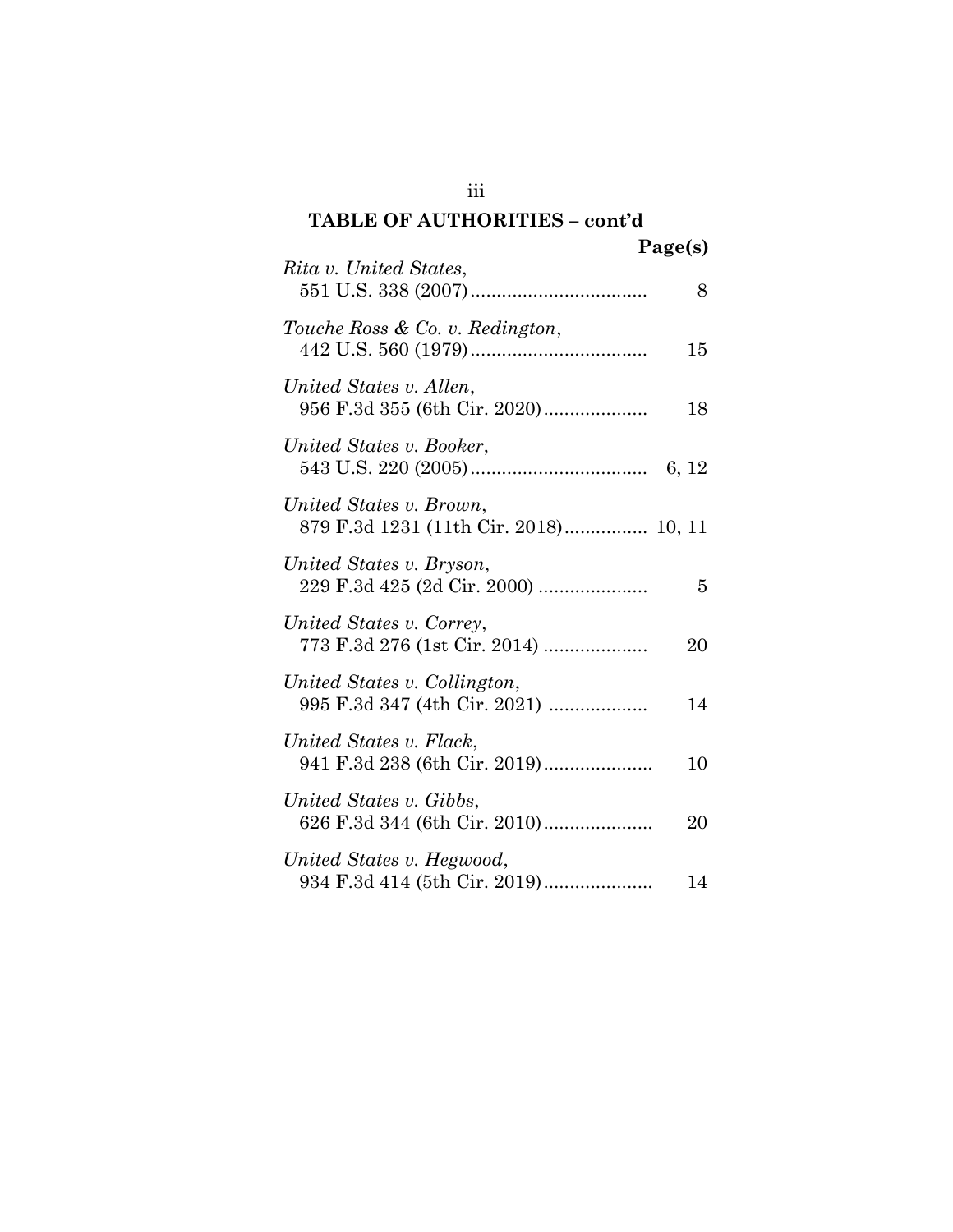## TABLE OF AUTHORITIES – cont'd

| | Page(s) |
|---|---|
| *Rita v. United States*, 551 U.S. 338 (2007) | 8 |
| *Touche Ross & Co. v. Redington*, 442 U.S. 560 (1979) | 15 |
| *United States v. Allen*, 956 F.3d 355 (6th Cir. 2020) | 18 |
| *United States v. Booker*, 543 U.S. 220 (2005) | 6, 12 |
| *United States v. Brown*, 879 F.3d 1231 (11th Cir. 2018) | 10, 11 |
| *United States v. Bryson*, 229 F.3d 425 (2d Cir. 2000) | 5 |
| *United States v. Correy*, 773 F.3d 276 (1st Cir. 2014) | 20 |
| *United States v. Collington*, 995 F.3d 347 (4th Cir. 2021) | 14 |
| *United States v. Flack*, 941 F.3d 238 (6th Cir. 2019) | 10 |
| *United States v. Gibbs*, 626 F.3d 344 (6th Cir. 2010) | 20 |
| *United States v. Hegwood*, 934 F.3d 414 (5th Cir. 2019) | 14 |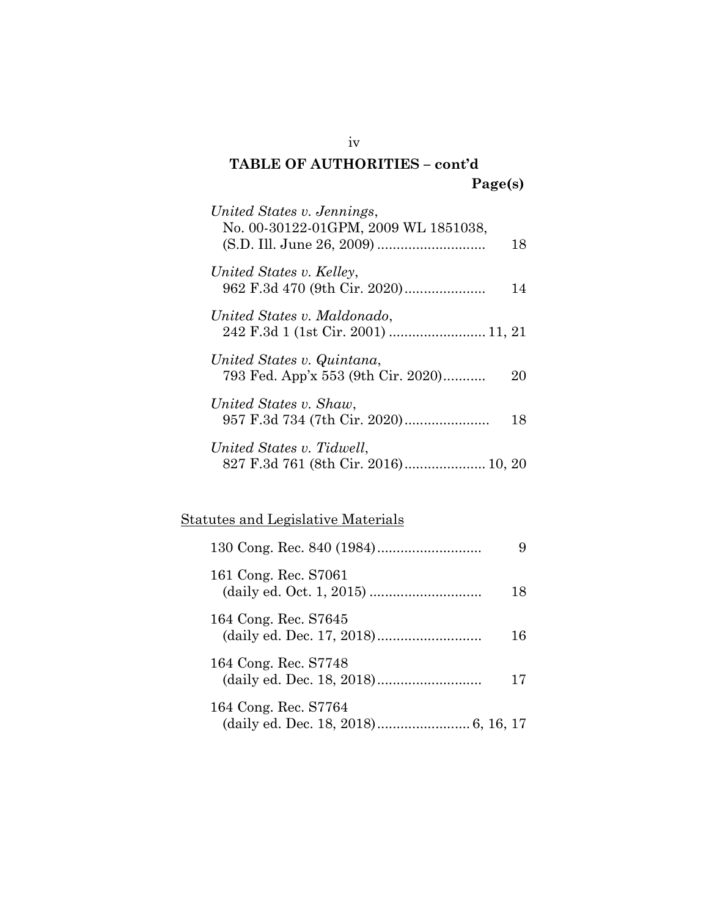**TABLE OF AUTHORITIES – cont'd**

**Page(s)**

*United States v. Jennings*,
No. 00-30122-01GPM, 2009 WL 1851038,
(S.D. Ill. June 26, 2009) ............................ 18

*United States v. Kelley*,
962 F.3d 470 (9th Cir. 2020)..................... 14

*United States v. Maldonado*,
242 F.3d 1 (1st Cir. 2001) ......................... 11, 21

*United States v. Quintana*,
793 Fed. App'x 553 (9th Cir. 2020)........... 20

*United States v. Shaw*,
957 F.3d 734 (7th Cir. 2020)...................... 18

*United States v. Tidwell*,
827 F.3d 761 (8th Cir. 2016)..................... 10, 20

<u>Statutes and Legislative Materials</u>

130 Cong. Rec. 840 (1984)........................... 9

161 Cong. Rec. S7061
(daily ed. Oct. 1, 2015) ............................ 18

164 Cong. Rec. S7645
(daily ed. Dec. 17, 2018)........................... 16

164 Cong. Rec. S7748
(daily ed. Dec. 18, 2018)........................... 17

164 Cong. Rec. S7764
(daily ed. Dec. 18, 2018)........................ 6, 16, 17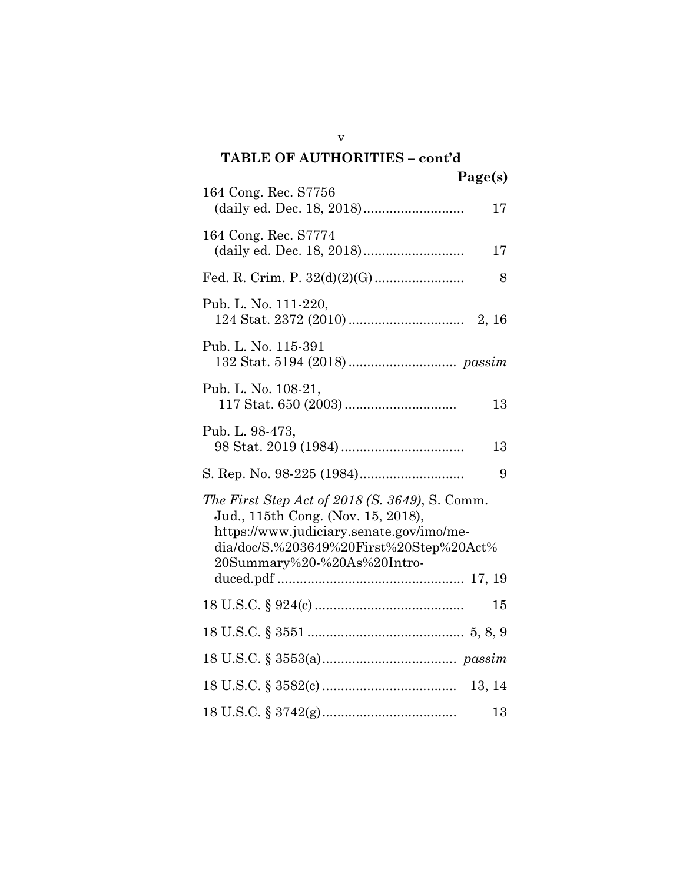## TABLE OF AUTHORITIES – cont'd

| | Page(s) |
|---|---|
| 164 Cong. Rec. S7756 (daily ed. Dec. 18, 2018) | 17 |
| 164 Cong. Rec. S7774 (daily ed. Dec. 18, 2018) | 17 |
| Fed. R. Crim. P. 32(d)(2)(G) | 8 |
| Pub. L. No. 111-220, 124 Stat. 2372 (2010) | 2, 16 |
| Pub. L. No. 115-391 132 Stat. 5194 (2018) | *passim* |
| Pub. L. No. 108-21, 117 Stat. 650 (2003) | 13 |
| Pub. L. 98-473, 98 Stat. 2019 (1984) | 13 |
| S. Rep. No. 98-225 (1984) | 9 |
| *The First Step Act of 2018 (S. 3649)*, S. Comm. Jud., 115th Cong. (Nov. 15, 2018), https://www.judiciary.senate.gov/imo/media/doc/S.%203649%20First%20Step%20Act%20Summary%20-%20As%20Introduced.pdf | 17, 19 |
| 18 U.S.C. § 924(c) | 15 |
| 18 U.S.C. § 3551 | 5, 8, 9 |
| 18 U.S.C. § 3553(a) | *passim* |
| 18 U.S.C. § 3582(c) | 13, 14 |
| 18 U.S.C. § 3742(g) | 13 |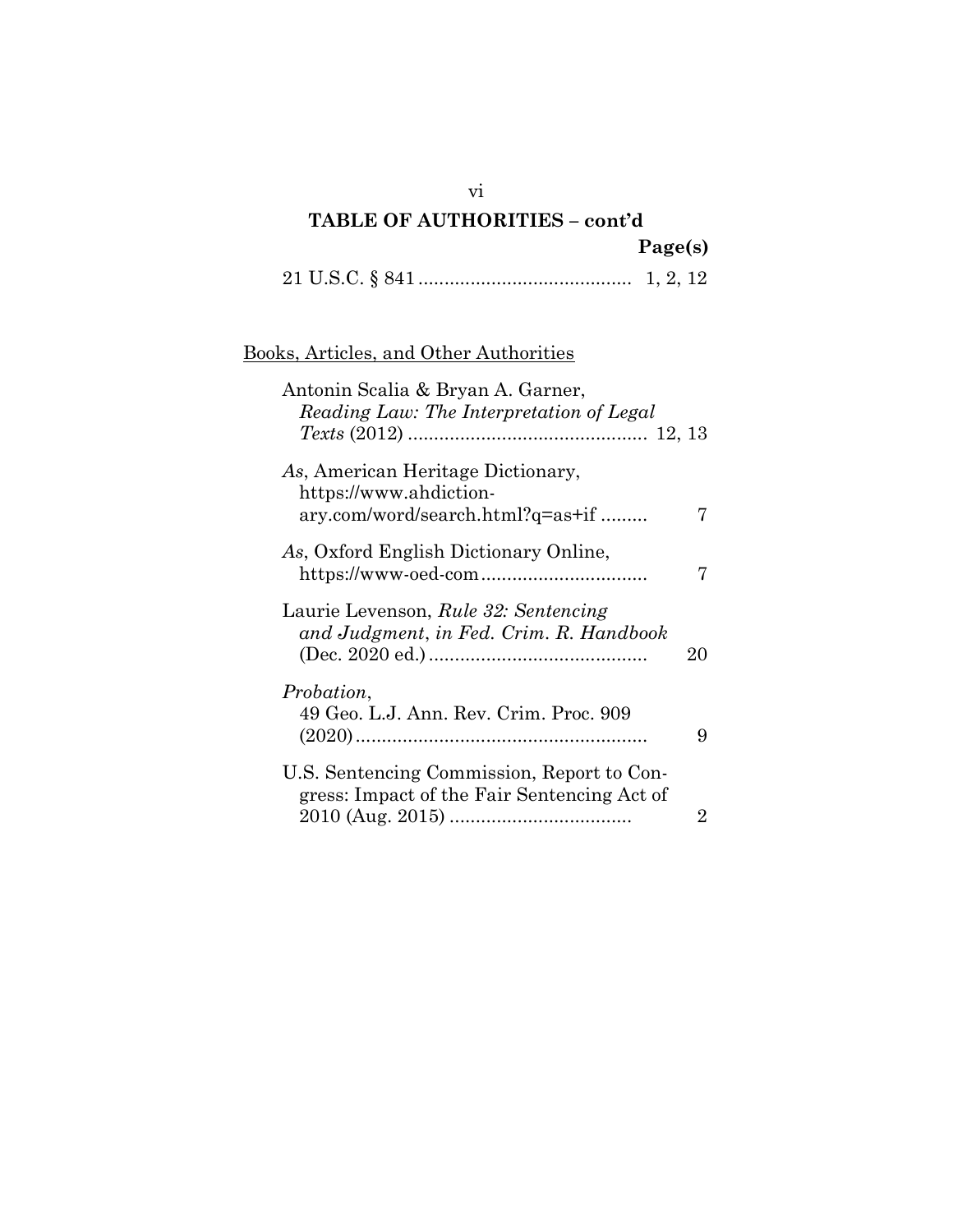## TABLE OF AUTHORITIES – cont'd

**Page(s)**

21 U.S.C. § 841 ........................................ 1, 2, 12

<u>Books, Articles, and Other Authorities</u>

Antonin Scalia & Bryan A. Garner, *Reading Law: The Interpretation of Legal Texts* (2012) ............................................. 12, 13

*As*, American Heritage Dictionary, https://www.ahdictionary.com/word/search.html?q=as+if ......... 7

*As*, Oxford English Dictionary Online, https://www-oed-com ................................ 7

Laurie Levenson, *Rule 32: Sentencing and Judgment*, *in Fed. Crim. R. Handbook* (Dec. 2020 ed.) .......................................... 20

*Probation*, 49 Geo. L.J. Ann. Rev. Crim. Proc. 909 (2020) ....................................................... 9

U.S. Sentencing Commission, Report to Congress: Impact of the Fair Sentencing Act of 2010 (Aug. 2015) .................................. 2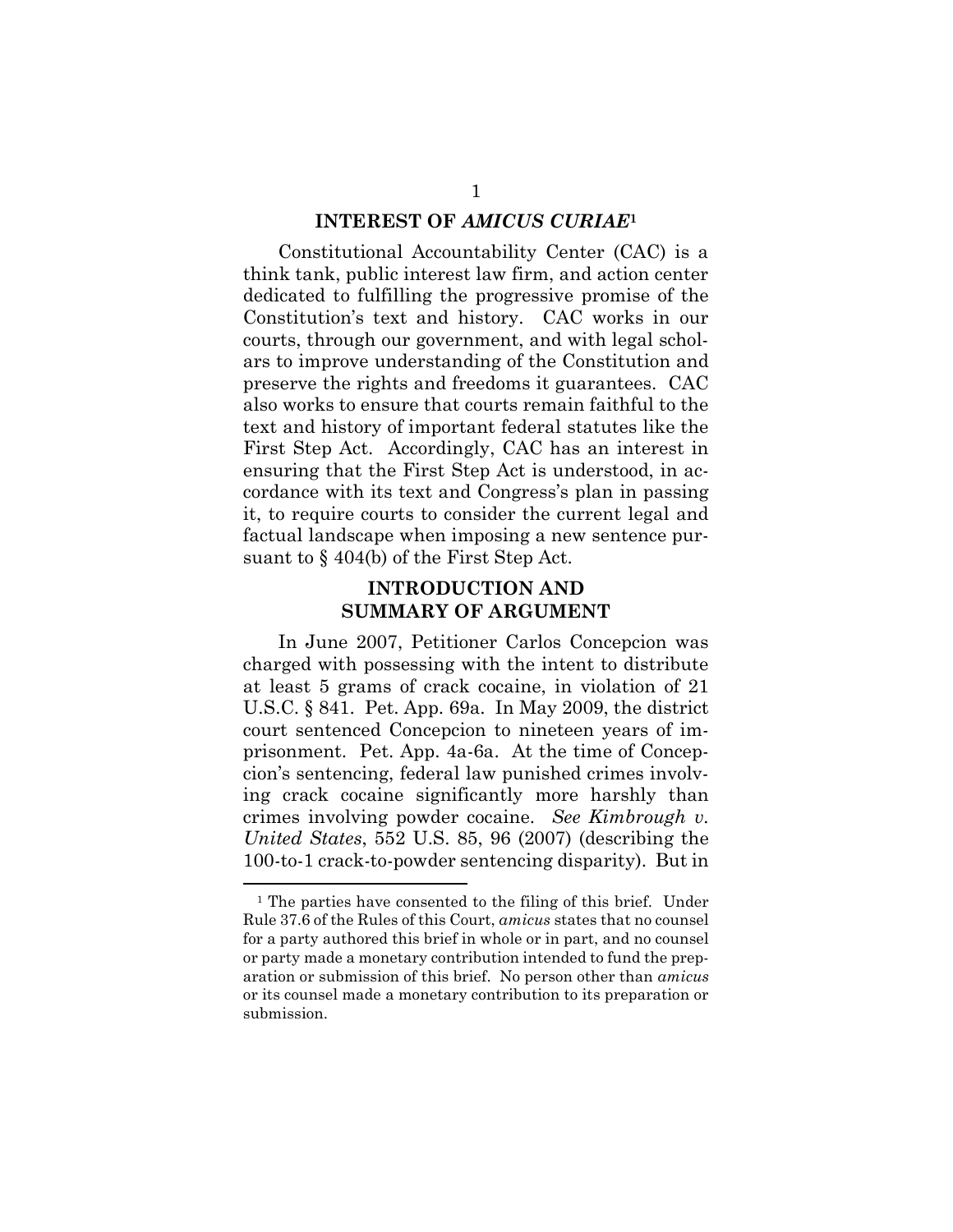## INTEREST OF *AMICUS CURIAE*[1]

Constitutional Accountability Center (CAC) is a think tank, public interest law firm, and action center dedicated to fulfilling the progressive promise of the Constitution's text and history. CAC works in our courts, through our government, and with legal scholars to improve understanding of the Constitution and preserve the rights and freedoms it guarantees. CAC also works to ensure that courts remain faithful to the text and history of important federal statutes like the First Step Act. Accordingly, CAC has an interest in ensuring that the First Step Act is understood, in accordance with its text and Congress's plan in passing it, to require courts to consider the current legal and factual landscape when imposing a new sentence pursuant to § 404(b) of the First Step Act.

## INTRODUCTION AND SUMMARY OF ARGUMENT

In June 2007, Petitioner Carlos Concepcion was charged with possessing with the intent to distribute at least 5 grams of crack cocaine, in violation of 21 U.S.C. § 841. Pet. App. 69a. In May 2009, the district court sentenced Concepcion to nineteen years of imprisonment. Pet. App. 4a-6a. At the time of Concepcion's sentencing, federal law punished crimes involving crack cocaine significantly more harshly than crimes involving powder cocaine. *See Kimbrough v. United States*, 552 U.S. 85, 96 (2007) (describing the 100-to-1 crack-to-powder sentencing disparity). But in

[1] The parties have consented to the filing of this brief. Under Rule 37.6 of the Rules of this Court, *amicus* states that no counsel for a party authored this brief in whole or in part, and no counsel or party made a monetary contribution intended to fund the preparation or submission of this brief. No person other than *amicus* or its counsel made a monetary contribution to its preparation or submission.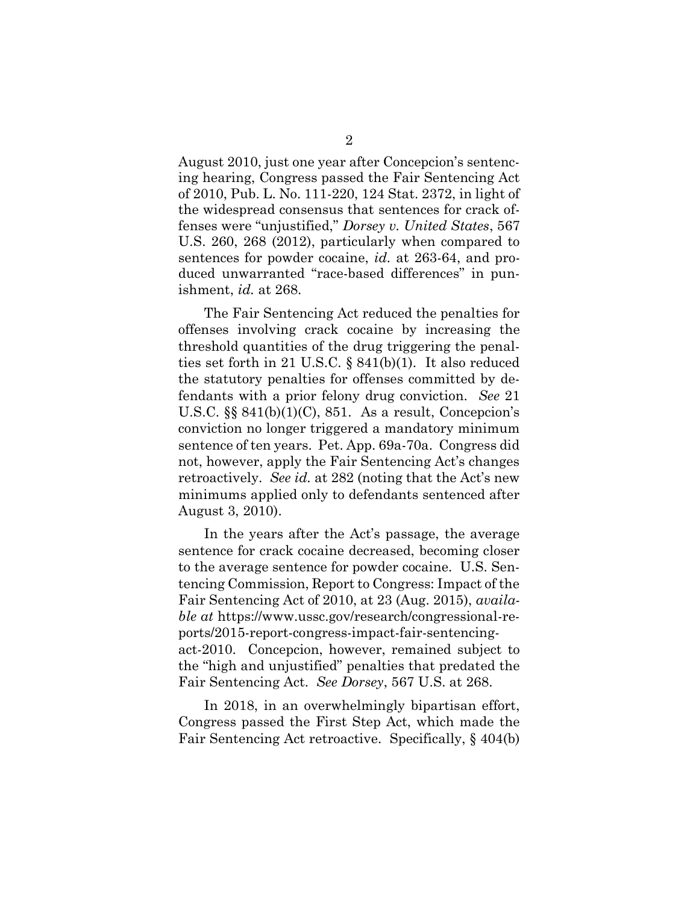August 2010, just one year after Concepcion's sentencing hearing, Congress passed the Fair Sentencing Act of 2010, Pub. L. No. 111-220, 124 Stat. 2372, in light of the widespread consensus that sentences for crack offenses were "unjustified," *Dorsey v. United States*, 567 U.S. 260, 268 (2012), particularly when compared to sentences for powder cocaine, *id.* at 263-64, and produced unwarranted "race-based differences" in punishment, *id.* at 268.

The Fair Sentencing Act reduced the penalties for offenses involving crack cocaine by increasing the threshold quantities of the drug triggering the penalties set forth in 21 U.S.C. § 841(b)(1). It also reduced the statutory penalties for offenses committed by defendants with a prior felony drug conviction. *See* 21 U.S.C. §§ 841(b)(1)(C), 851. As a result, Concepcion's conviction no longer triggered a mandatory minimum sentence of ten years. Pet. App. 69a-70a. Congress did not, however, apply the Fair Sentencing Act's changes retroactively. *See id.* at 282 (noting that the Act's new minimums applied only to defendants sentenced after August 3, 2010).

In the years after the Act's passage, the average sentence for crack cocaine decreased, becoming closer to the average sentence for powder cocaine. U.S. Sentencing Commission, Report to Congress: Impact of the Fair Sentencing Act of 2010, at 23 (Aug. 2015), *available at* https://www.ussc.gov/research/congressional-reports/2015-report-congress-impact-fair-sentencing-act-2010. Concepcion, however, remained subject to the "high and unjustified" penalties that predated the Fair Sentencing Act. *See Dorsey*, 567 U.S. at 268.

In 2018, in an overwhelmingly bipartisan effort, Congress passed the First Step Act, which made the Fair Sentencing Act retroactive. Specifically, § 404(b)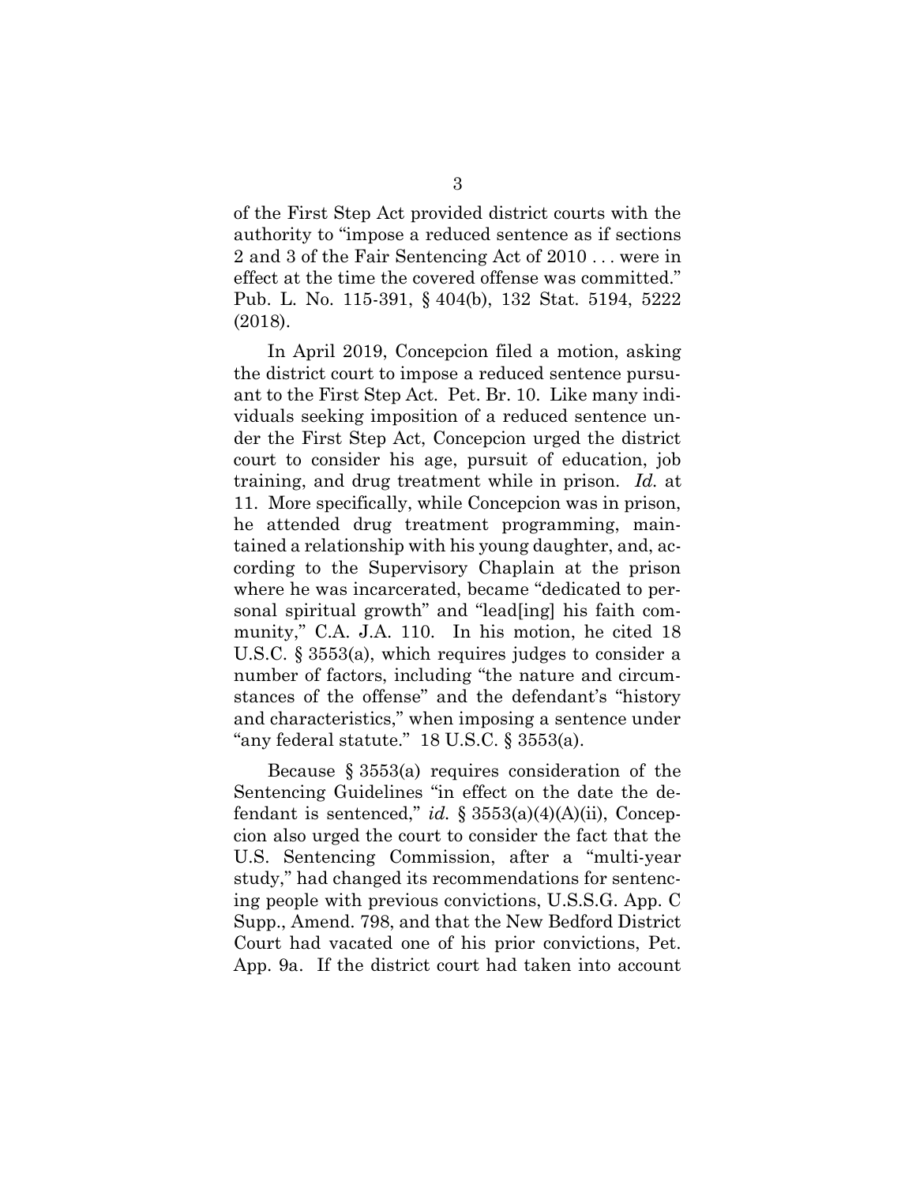of the First Step Act provided district courts with the authority to "impose a reduced sentence as if sections 2 and 3 of the Fair Sentencing Act of 2010 . . . were in effect at the time the covered offense was committed." Pub. L. No. 115-391, § 404(b), 132 Stat. 5194, 5222 (2018).

In April 2019, Concepcion filed a motion, asking the district court to impose a reduced sentence pursuant to the First Step Act. Pet. Br. 10. Like many individuals seeking imposition of a reduced sentence under the First Step Act, Concepcion urged the district court to consider his age, pursuit of education, job training, and drug treatment while in prison. *Id.* at 11. More specifically, while Concepcion was in prison, he attended drug treatment programming, maintained a relationship with his young daughter, and, according to the Supervisory Chaplain at the prison where he was incarcerated, became "dedicated to personal spiritual growth" and "lead[ing] his faith community," C.A. J.A. 110. In his motion, he cited 18 U.S.C. § 3553(a), which requires judges to consider a number of factors, including "the nature and circumstances of the offense" and the defendant's "history and characteristics," when imposing a sentence under "any federal statute." 18 U.S.C. § 3553(a).

Because § 3553(a) requires consideration of the Sentencing Guidelines "in effect on the date the defendant is sentenced," *id.* § 3553(a)(4)(A)(ii), Concepcion also urged the court to consider the fact that the U.S. Sentencing Commission, after a "multi-year study," had changed its recommendations for sentencing people with previous convictions, U.S.S.G. App. C Supp., Amend. 798, and that the New Bedford District Court had vacated one of his prior convictions, Pet. App. 9a. If the district court had taken into account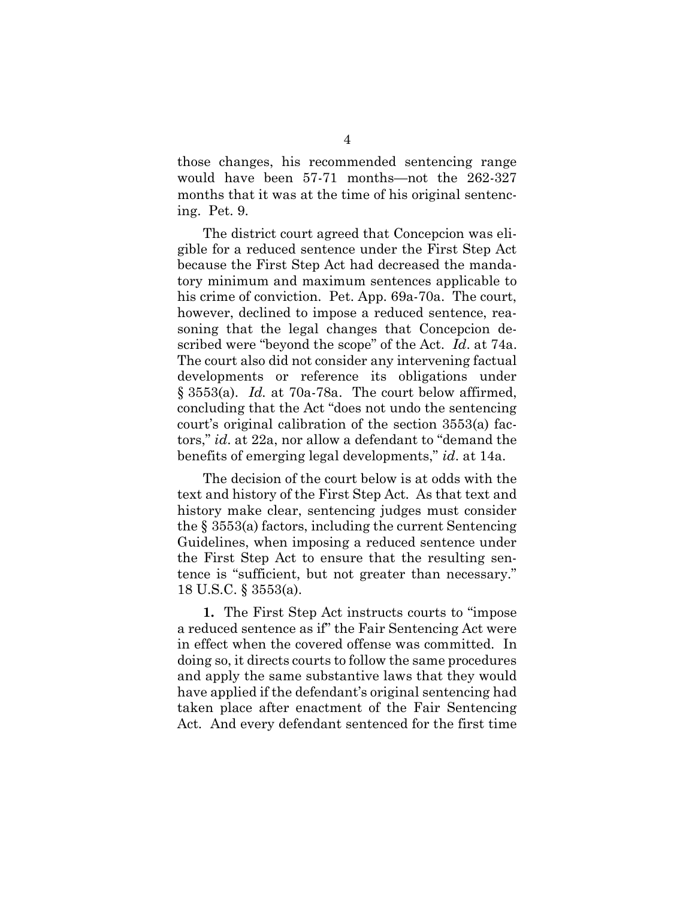those changes, his recommended sentencing range would have been 57-71 months—not the 262-327 months that it was at the time of his original sentencing. Pet. 9.

The district court agreed that Concepcion was eligible for a reduced sentence under the First Step Act because the First Step Act had decreased the mandatory minimum and maximum sentences applicable to his crime of conviction. Pet. App. 69a-70a. The court, however, declined to impose a reduced sentence, reasoning that the legal changes that Concepcion described were "beyond the scope" of the Act. *Id*. at 74a. The court also did not consider any intervening factual developments or reference its obligations under § 3553(a). *Id.* at 70a-78a. The court below affirmed, concluding that the Act "does not undo the sentencing court's original calibration of the section 3553(a) factors," *id*. at 22a, nor allow a defendant to "demand the benefits of emerging legal developments," *id*. at 14a.

The decision of the court below is at odds with the text and history of the First Step Act. As that text and history make clear, sentencing judges must consider the § 3553(a) factors, including the current Sentencing Guidelines, when imposing a reduced sentence under the First Step Act to ensure that the resulting sentence is "sufficient, but not greater than necessary." 18 U.S.C. § 3553(a).

**1.** The First Step Act instructs courts to "impose a reduced sentence as if" the Fair Sentencing Act were in effect when the covered offense was committed. In doing so, it directs courts to follow the same procedures and apply the same substantive laws that they would have applied if the defendant's original sentencing had taken place after enactment of the Fair Sentencing Act. And every defendant sentenced for the first time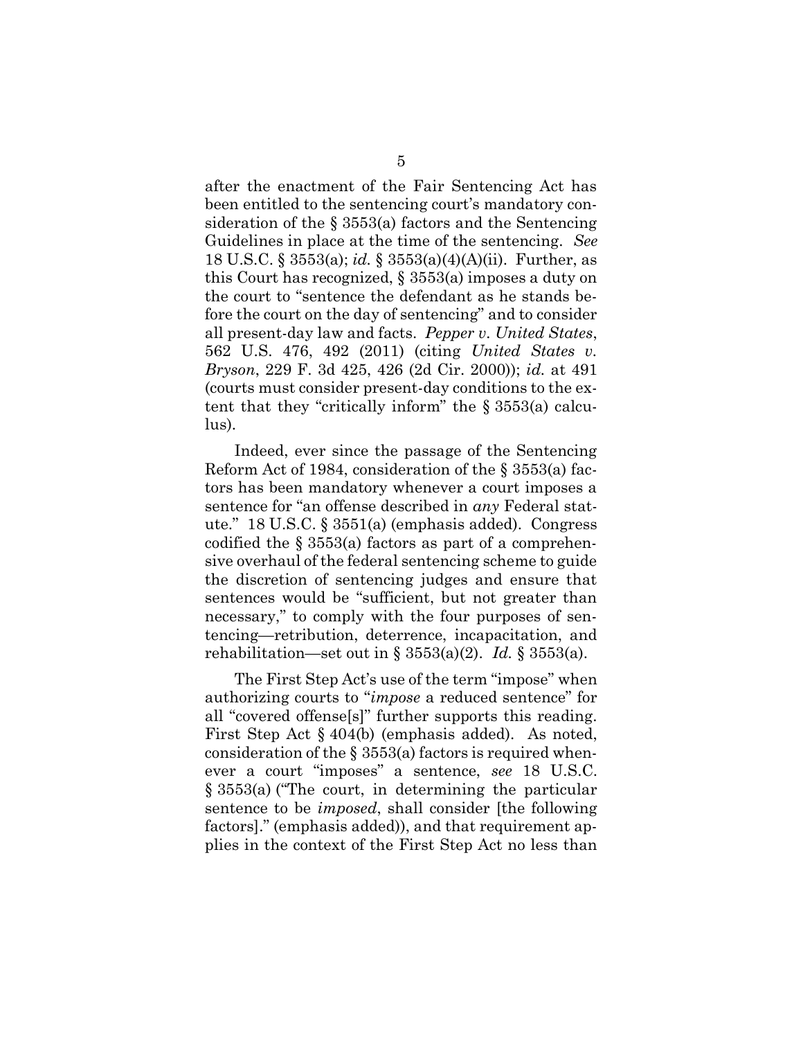after the enactment of the Fair Sentencing Act has been entitled to the sentencing court's mandatory consideration of the § 3553(a) factors and the Sentencing Guidelines in place at the time of the sentencing. *See* 18 U.S.C. § 3553(a); *id.* § 3553(a)(4)(A)(ii). Further, as this Court has recognized, § 3553(a) imposes a duty on the court to "sentence the defendant as he stands before the court on the day of sentencing" and to consider all present-day law and facts. *Pepper v. United States*, 562 U.S. 476, 492 (2011) (citing *United States v. Bryson*, 229 F. 3d 425, 426 (2d Cir. 2000)); *id.* at 491 (courts must consider present-day conditions to the extent that they "critically inform" the § 3553(a) calculus).

Indeed, ever since the passage of the Sentencing Reform Act of 1984, consideration of the § 3553(a) factors has been mandatory whenever a court imposes a sentence for "an offense described in *any* Federal statute." 18 U.S.C. § 3551(a) (emphasis added). Congress codified the § 3553(a) factors as part of a comprehensive overhaul of the federal sentencing scheme to guide the discretion of sentencing judges and ensure that sentences would be "sufficient, but not greater than necessary," to comply with the four purposes of sentencing—retribution, deterrence, incapacitation, and rehabilitation—set out in § 3553(a)(2). *Id.* § 3553(a).

The First Step Act's use of the term "impose" when authorizing courts to "*impose* a reduced sentence" for all "covered offense[s]" further supports this reading. First Step Act § 404(b) (emphasis added). As noted, consideration of the § 3553(a) factors is required whenever a court "imposes" a sentence, *see* 18 U.S.C. § 3553(a) ("The court, in determining the particular sentence to be *imposed*, shall consider [the following factors]." (emphasis added)), and that requirement applies in the context of the First Step Act no less than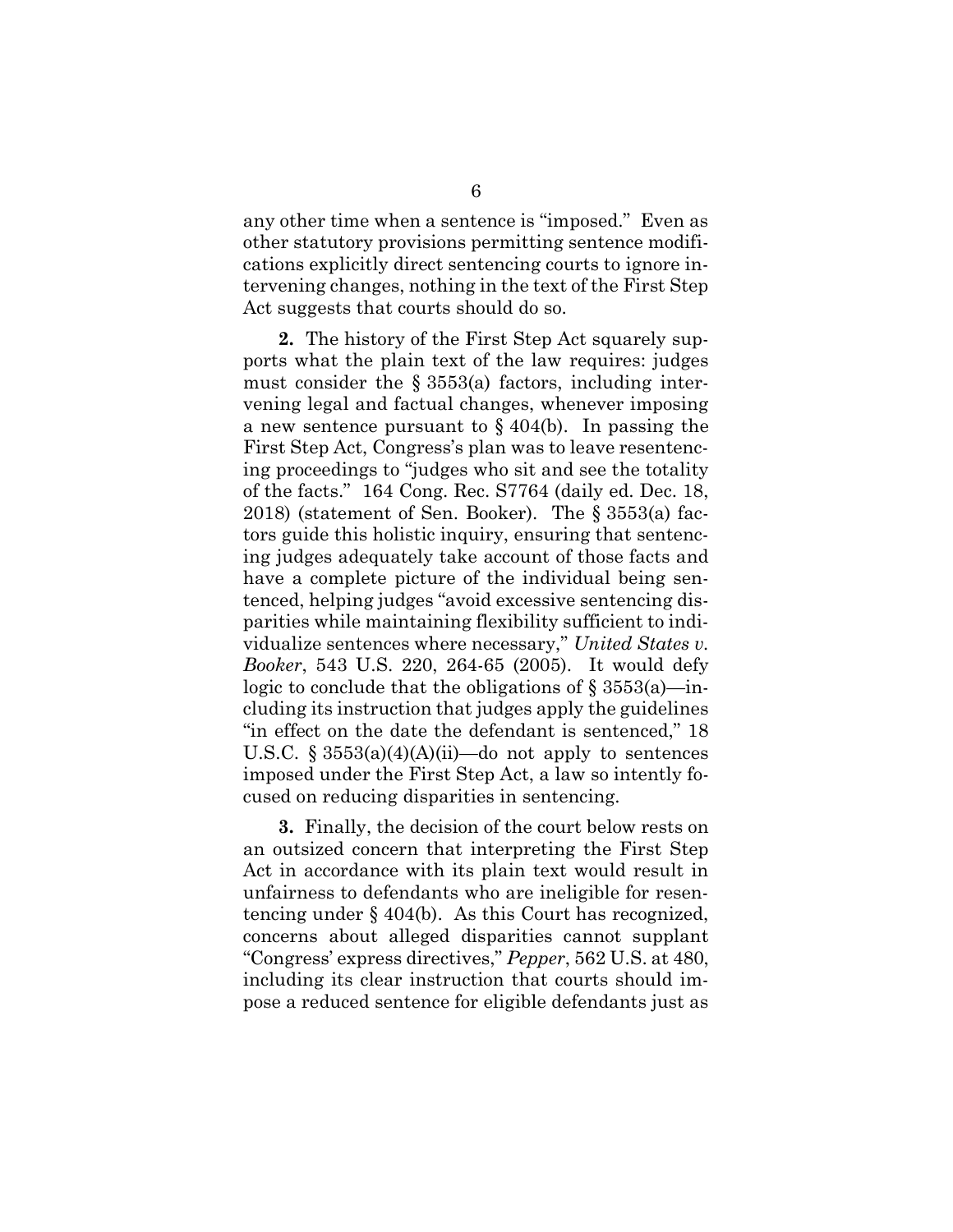any other time when a sentence is "imposed." Even as other statutory provisions permitting sentence modifications explicitly direct sentencing courts to ignore intervening changes, nothing in the text of the First Step Act suggests that courts should do so.

**2.** The history of the First Step Act squarely supports what the plain text of the law requires: judges must consider the § 3553(a) factors, including intervening legal and factual changes, whenever imposing a new sentence pursuant to § 404(b). In passing the First Step Act, Congress's plan was to leave resentencing proceedings to "judges who sit and see the totality of the facts." 164 Cong. Rec. S7764 (daily ed. Dec. 18, 2018) (statement of Sen. Booker). The § 3553(a) factors guide this holistic inquiry, ensuring that sentencing judges adequately take account of those facts and have a complete picture of the individual being sentenced, helping judges "avoid excessive sentencing disparities while maintaining flexibility sufficient to individualize sentences where necessary," *United States v. Booker*, 543 U.S. 220, 264-65 (2005). It would defy logic to conclude that the obligations of § 3553(a)—including its instruction that judges apply the guidelines "in effect on the date the defendant is sentenced," 18 U.S.C. § 3553(a)(4)(A)(ii)—do not apply to sentences imposed under the First Step Act, a law so intently focused on reducing disparities in sentencing.

**3.** Finally, the decision of the court below rests on an outsized concern that interpreting the First Step Act in accordance with its plain text would result in unfairness to defendants who are ineligible for resentencing under § 404(b). As this Court has recognized, concerns about alleged disparities cannot supplant "Congress' express directives," *Pepper*, 562 U.S. at 480, including its clear instruction that courts should impose a reduced sentence for eligible defendants just as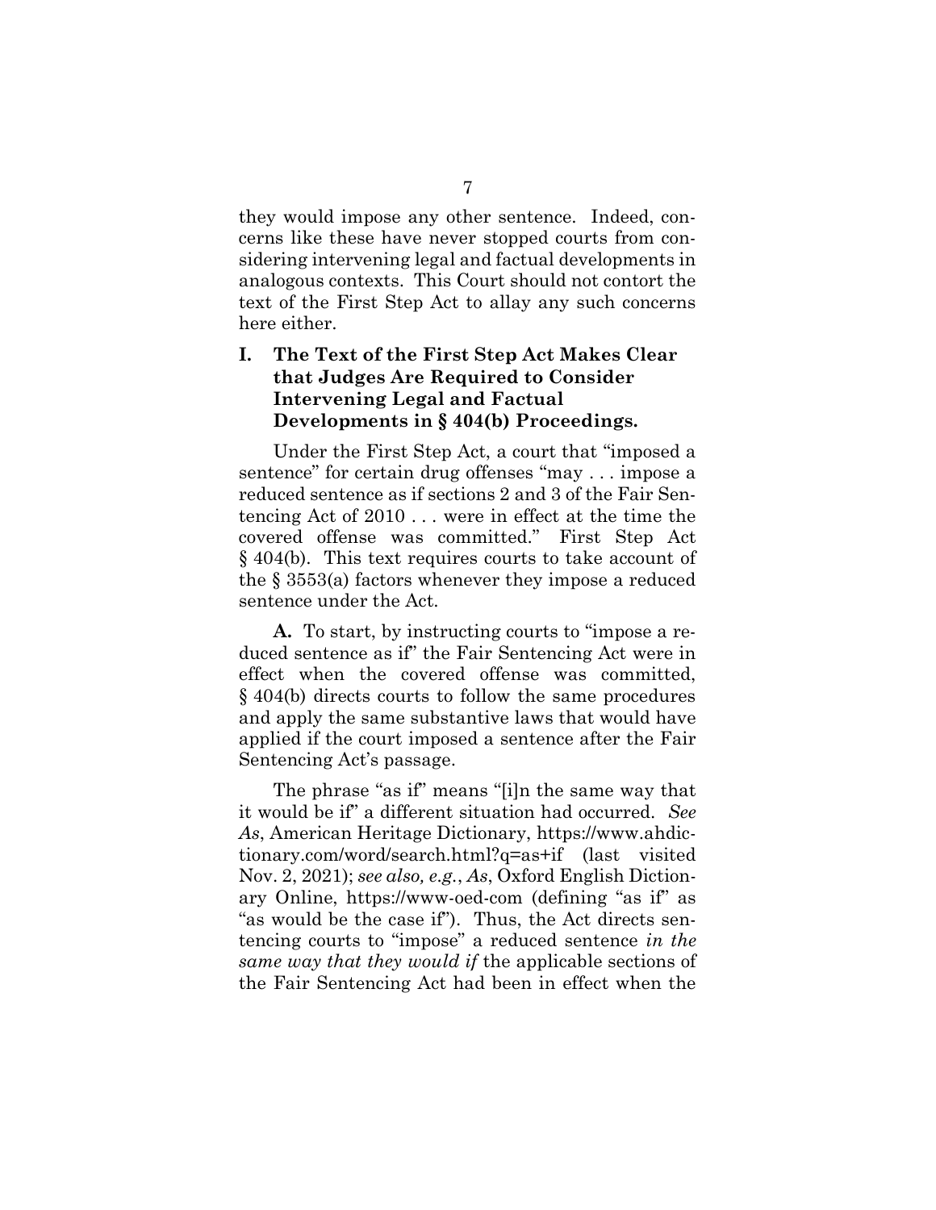they would impose any other sentence. Indeed, concerns like these have never stopped courts from considering intervening legal and factual developments in analogous contexts. This Court should not contort the text of the First Step Act to allay any such concerns here either.

## I. The Text of the First Step Act Makes Clear that Judges Are Required to Consider Intervening Legal and Factual Developments in § 404(b) Proceedings.

Under the First Step Act, a court that "imposed a sentence" for certain drug offenses "may . . . impose a reduced sentence as if sections 2 and 3 of the Fair Sentencing Act of 2010 . . . were in effect at the time the covered offense was committed." First Step Act § 404(b). This text requires courts to take account of the § 3553(a) factors whenever they impose a reduced sentence under the Act.

**A.** To start, by instructing courts to "impose a reduced sentence as if" the Fair Sentencing Act were in effect when the covered offense was committed, § 404(b) directs courts to follow the same procedures and apply the same substantive laws that would have applied if the court imposed a sentence after the Fair Sentencing Act's passage.

The phrase "as if" means "[i]n the same way that it would be if" a different situation had occurred. *See As*, American Heritage Dictionary, https://www.ahdictionary.com/word/search.html?q=as+if (last visited Nov. 2, 2021); *see also, e.g.*, *As*, Oxford English Dictionary Online, https://www-oed-com (defining "as if" as "as would be the case if"). Thus, the Act directs sentencing courts to "impose" a reduced sentence *in the same way that they would if* the applicable sections of the Fair Sentencing Act had been in effect when the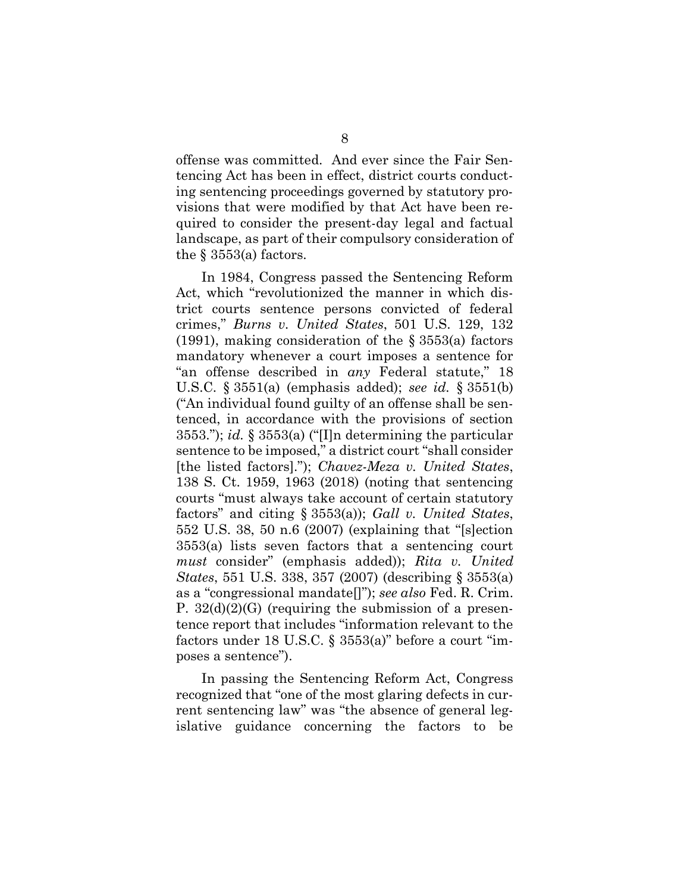offense was committed. And ever since the Fair Sentencing Act has been in effect, district courts conducting sentencing proceedings governed by statutory provisions that were modified by that Act have been required to consider the present-day legal and factual landscape, as part of their compulsory consideration of the § 3553(a) factors.

In 1984, Congress passed the Sentencing Reform Act, which "revolutionized the manner in which district courts sentence persons convicted of federal crimes," *Burns v. United States*, 501 U.S. 129, 132 (1991), making consideration of the § 3553(a) factors mandatory whenever a court imposes a sentence for "an offense described in *any* Federal statute," 18 U.S.C. § 3551(a) (emphasis added); *see id.* § 3551(b) ("An individual found guilty of an offense shall be sentenced, in accordance with the provisions of section 3553."); *id.* § 3553(a) ("[I]n determining the particular sentence to be imposed," a district court "shall consider [the listed factors]."); *Chavez-Meza v. United States*, 138 S. Ct. 1959, 1963 (2018) (noting that sentencing courts "must always take account of certain statutory factors" and citing § 3553(a)); *Gall v. United States*, 552 U.S. 38, 50 n.6 (2007) (explaining that "[s]ection 3553(a) lists seven factors that a sentencing court *must* consider" (emphasis added)); *Rita v. United States*, 551 U.S. 338, 357 (2007) (describing § 3553(a) as a "congressional mandate[]"); *see also* Fed. R. Crim. P. 32(d)(2)(G) (requiring the submission of a presentence report that includes "information relevant to the factors under 18 U.S.C. § 3553(a)" before a court "imposes a sentence").

In passing the Sentencing Reform Act, Congress recognized that "one of the most glaring defects in current sentencing law" was "the absence of general legislative guidance concerning the factors to be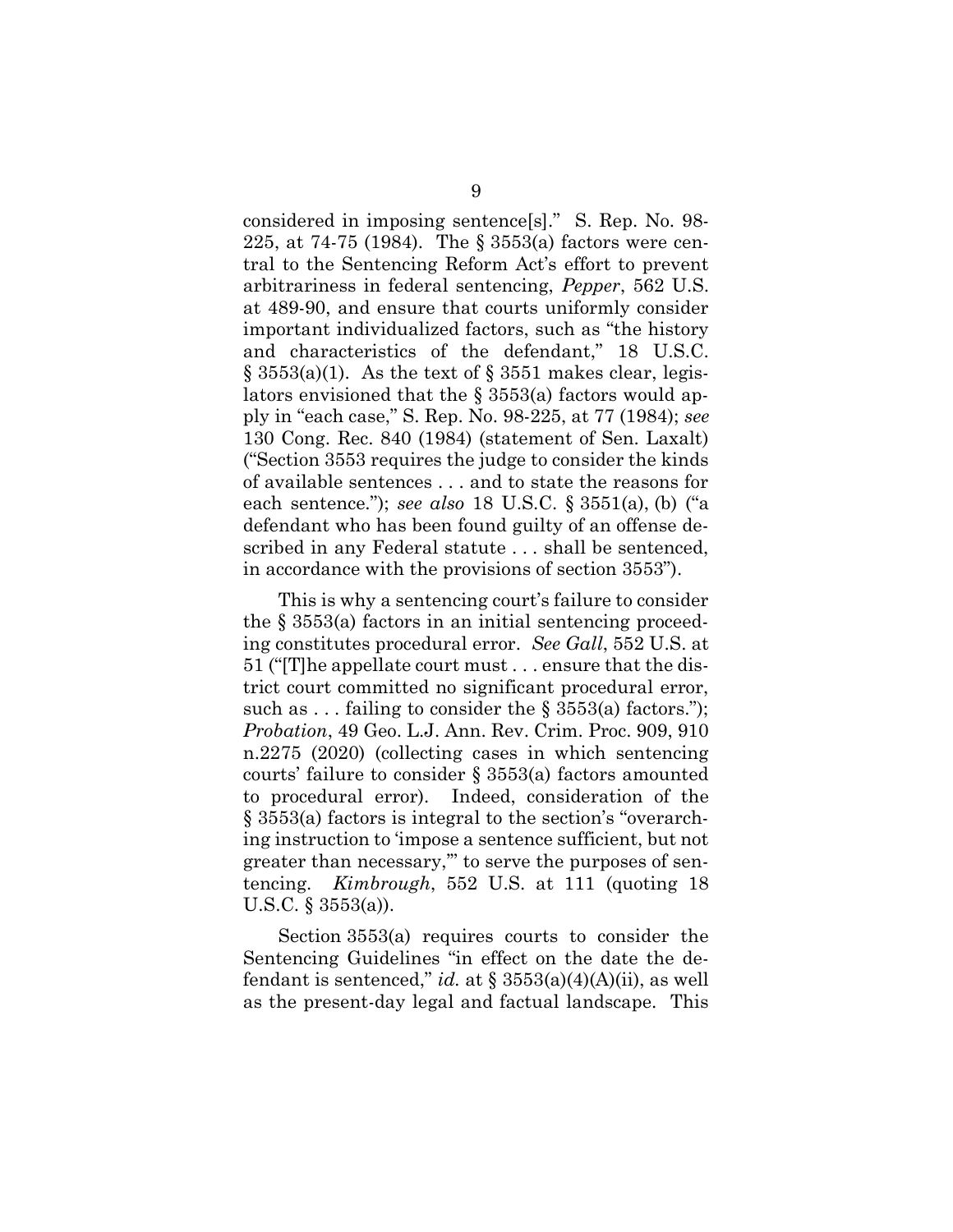considered in imposing sentence[s]." S. Rep. No. 98-225, at 74-75 (1984). The § 3553(a) factors were central to the Sentencing Reform Act's effort to prevent arbitrariness in federal sentencing, *Pepper*, 562 U.S. at 489-90, and ensure that courts uniformly consider important individualized factors, such as "the history and characteristics of the defendant," 18 U.S.C. § 3553(a)(1). As the text of § 3551 makes clear, legislators envisioned that the § 3553(a) factors would apply in "each case," S. Rep. No. 98-225, at 77 (1984); *see* 130 Cong. Rec. 840 (1984) (statement of Sen. Laxalt) ("Section 3553 requires the judge to consider the kinds of available sentences . . . and to state the reasons for each sentence."); *see also* 18 U.S.C. § 3551(a), (b) ("a defendant who has been found guilty of an offense described in any Federal statute . . . shall be sentenced, in accordance with the provisions of section 3553").

This is why a sentencing court's failure to consider the § 3553(a) factors in an initial sentencing proceeding constitutes procedural error. *See Gall*, 552 U.S. at 51 ("[T]he appellate court must . . . ensure that the district court committed no significant procedural error, such as . . . failing to consider the § 3553(a) factors."); *Probation*, 49 Geo. L.J. Ann. Rev. Crim. Proc. 909, 910 n.2275 (2020) (collecting cases in which sentencing courts' failure to consider § 3553(a) factors amounted to procedural error). Indeed, consideration of the § 3553(a) factors is integral to the section's "overarching instruction to 'impose a sentence sufficient, but not greater than necessary,'" to serve the purposes of sentencing. *Kimbrough*, 552 U.S. at 111 (quoting 18 U.S.C. § 3553(a)).

Section 3553(a) requires courts to consider the Sentencing Guidelines "in effect on the date the defendant is sentenced," *id.* at § 3553(a)(4)(A)(ii), as well as the present-day legal and factual landscape. This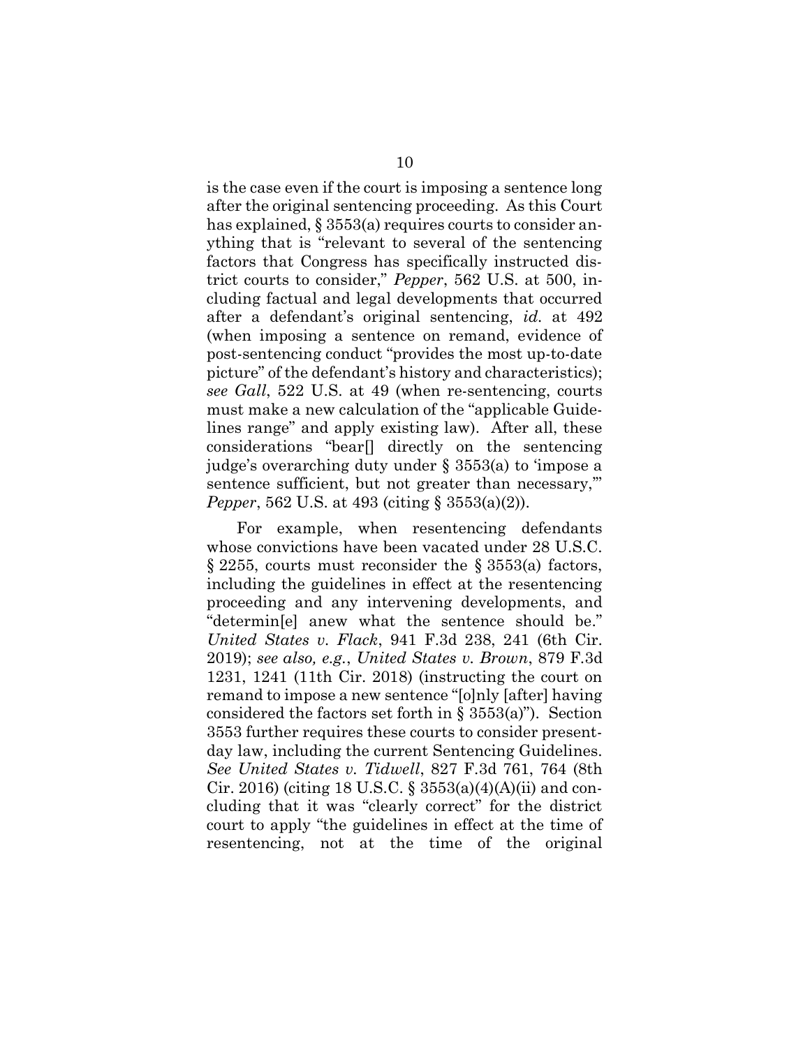is the case even if the court is imposing a sentence long after the original sentencing proceeding. As this Court has explained, § 3553(a) requires courts to consider anything that is "relevant to several of the sentencing factors that Congress has specifically instructed district courts to consider," *Pepper*, 562 U.S. at 500, including factual and legal developments that occurred after a defendant's original sentencing, *id.* at 492 (when imposing a sentence on remand, evidence of post-sentencing conduct "provides the most up-to-date picture" of the defendant's history and characteristics); *see Gall*, 522 U.S. at 49 (when re-sentencing, courts must make a new calculation of the "applicable Guidelines range" and apply existing law). After all, these considerations "bear[] directly on the sentencing judge's overarching duty under § 3553(a) to 'impose a sentence sufficient, but not greater than necessary,'" *Pepper*, 562 U.S. at 493 (citing § 3553(a)(2)).

For example, when resentencing defendants whose convictions have been vacated under 28 U.S.C. § 2255, courts must reconsider the § 3553(a) factors, including the guidelines in effect at the resentencing proceeding and any intervening developments, and "determin[e] anew what the sentence should be." *United States v. Flack*, 941 F.3d 238, 241 (6th Cir. 2019); *see also, e.g.*, *United States v. Brown*, 879 F.3d 1231, 1241 (11th Cir. 2018) (instructing the court on remand to impose a new sentence "[o]nly [after] having considered the factors set forth in § 3553(a)"). Section 3553 further requires these courts to consider present-day law, including the current Sentencing Guidelines. *See United States v. Tidwell*, 827 F.3d 761, 764 (8th Cir. 2016) (citing 18 U.S.C. § 3553(a)(4)(A)(ii) and concluding that it was "clearly correct" for the district court to apply "the guidelines in effect at the time of resentencing, not at the time of the original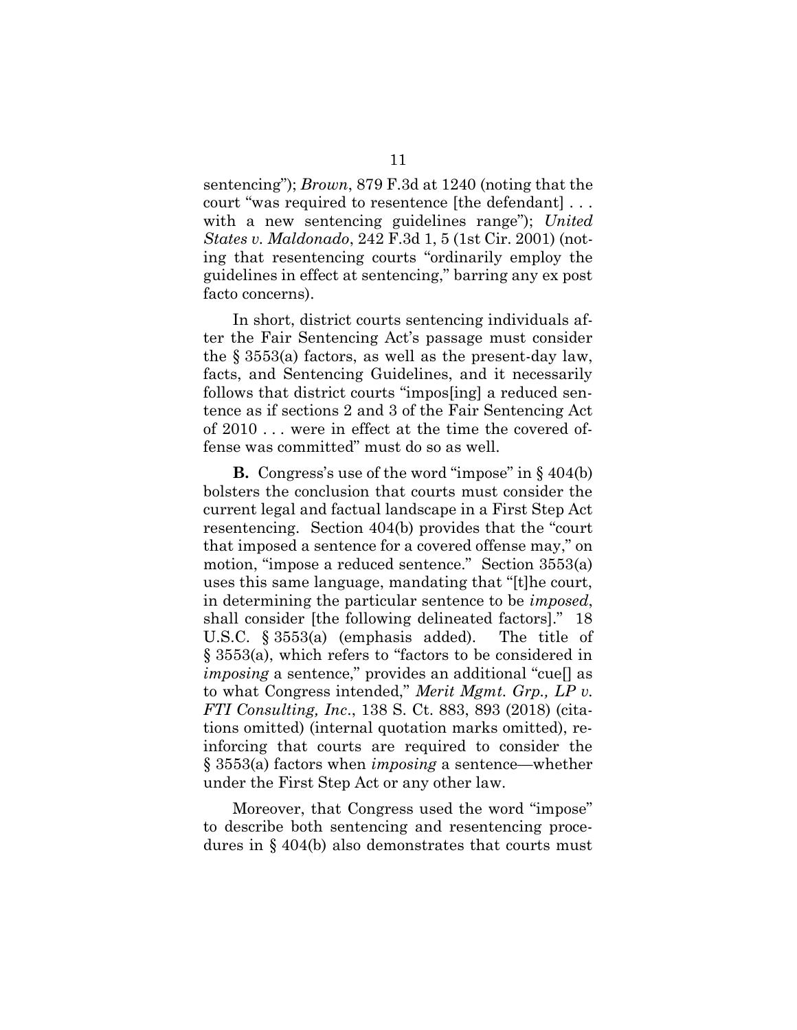sentencing"); *Brown*, 879 F.3d at 1240 (noting that the court "was required to resentence [the defendant] . . . with a new sentencing guidelines range"); *United States v. Maldonado*, 242 F.3d 1, 5 (1st Cir. 2001) (noting that resentencing courts "ordinarily employ the guidelines in effect at sentencing," barring any ex post facto concerns).

In short, district courts sentencing individuals after the Fair Sentencing Act's passage must consider the § 3553(a) factors, as well as the present-day law, facts, and Sentencing Guidelines, and it necessarily follows that district courts "impos[ing] a reduced sentence as if sections 2 and 3 of the Fair Sentencing Act of 2010 . . . were in effect at the time the covered offense was committed" must do so as well.

**B.** Congress's use of the word "impose" in § 404(b) bolsters the conclusion that courts must consider the current legal and factual landscape in a First Step Act resentencing. Section 404(b) provides that the "court that imposed a sentence for a covered offense may," on motion, "impose a reduced sentence." Section 3553(a) uses this same language, mandating that "[t]he court, in determining the particular sentence to be *imposed*, shall consider [the following delineated factors]." 18 U.S.C. § 3553(a) (emphasis added). The title of § 3553(a), which refers to "factors to be considered in *imposing* a sentence," provides an additional "cue[] as to what Congress intended," *Merit Mgmt. Grp., LP v. FTI Consulting, Inc.*, 138 S. Ct. 883, 893 (2018) (citations omitted) (internal quotation marks omitted), reinforcing that courts are required to consider the § 3553(a) factors when *imposing* a sentence—whether under the First Step Act or any other law.

Moreover, that Congress used the word "impose" to describe both sentencing and resentencing procedures in § 404(b) also demonstrates that courts must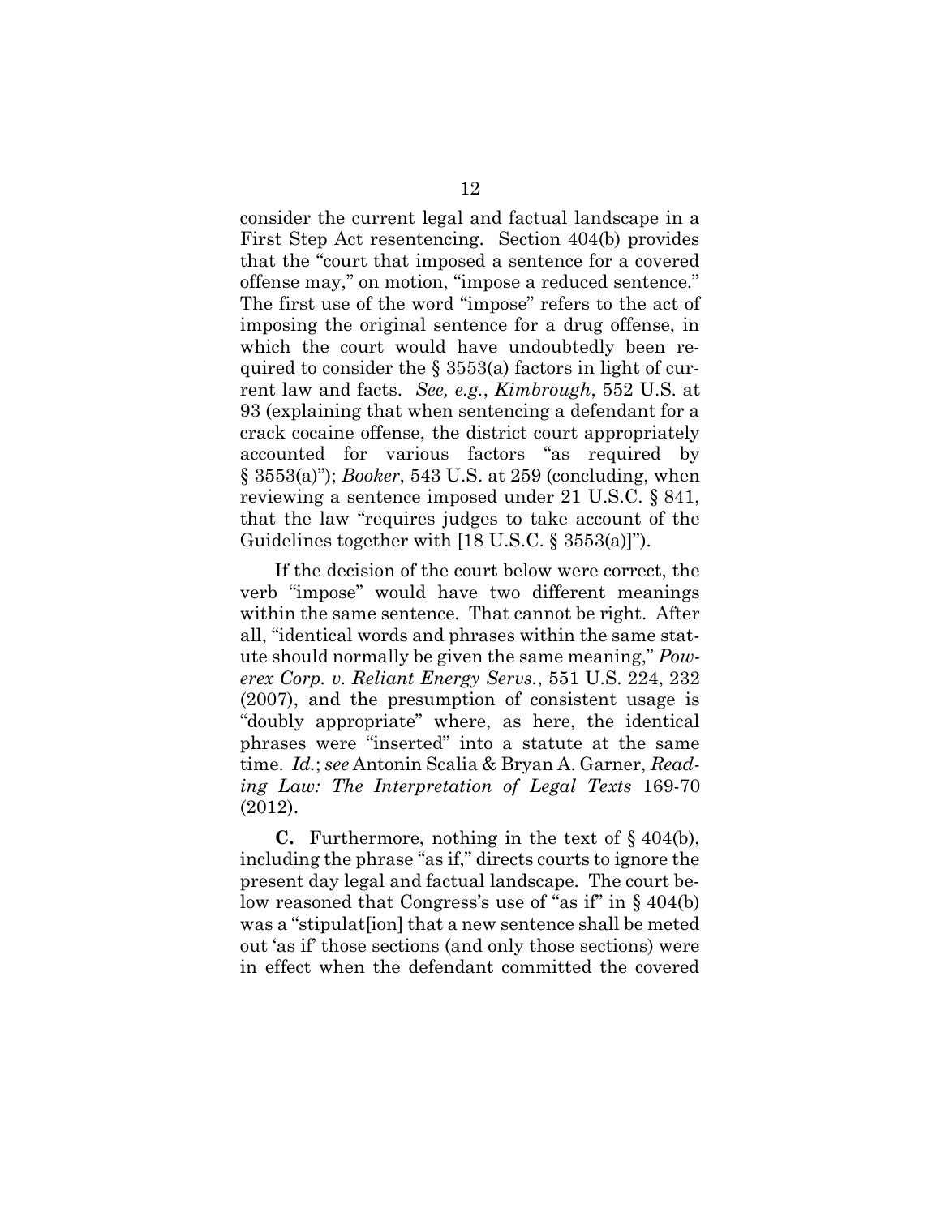consider the current legal and factual landscape in a First Step Act resentencing. Section 404(b) provides that the "court that imposed a sentence for a covered offense may," on motion, "impose a reduced sentence." The first use of the word "impose" refers to the act of imposing the original sentence for a drug offense, in which the court would have undoubtedly been required to consider the § 3553(a) factors in light of current law and facts. *See, e.g.*, *Kimbrough*, 552 U.S. at 93 (explaining that when sentencing a defendant for a crack cocaine offense, the district court appropriately accounted for various factors "as required by § 3553(a)"); *Booker*, 543 U.S. at 259 (concluding, when reviewing a sentence imposed under 21 U.S.C. § 841, that the law "requires judges to take account of the Guidelines together with [18 U.S.C. § 3553(a)]").

If the decision of the court below were correct, the verb "impose" would have two different meanings within the same sentence. That cannot be right. After all, "identical words and phrases within the same statute should normally be given the same meaning," *Powerex Corp. v. Reliant Energy Servs.*, 551 U.S. 224, 232 (2007), and the presumption of consistent usage is "doubly appropriate" where, as here, the identical phrases were "inserted" into a statute at the same time. *Id.*; *see* Antonin Scalia & Bryan A. Garner, *Reading Law: The Interpretation of Legal Texts* 169-70 (2012).

**C.** Furthermore, nothing in the text of § 404(b), including the phrase "as if," directs courts to ignore the present day legal and factual landscape. The court below reasoned that Congress's use of "as if" in § 404(b) was a "stipulat[ion] that a new sentence shall be meted out 'as if' those sections (and only those sections) were in effect when the defendant committed the covered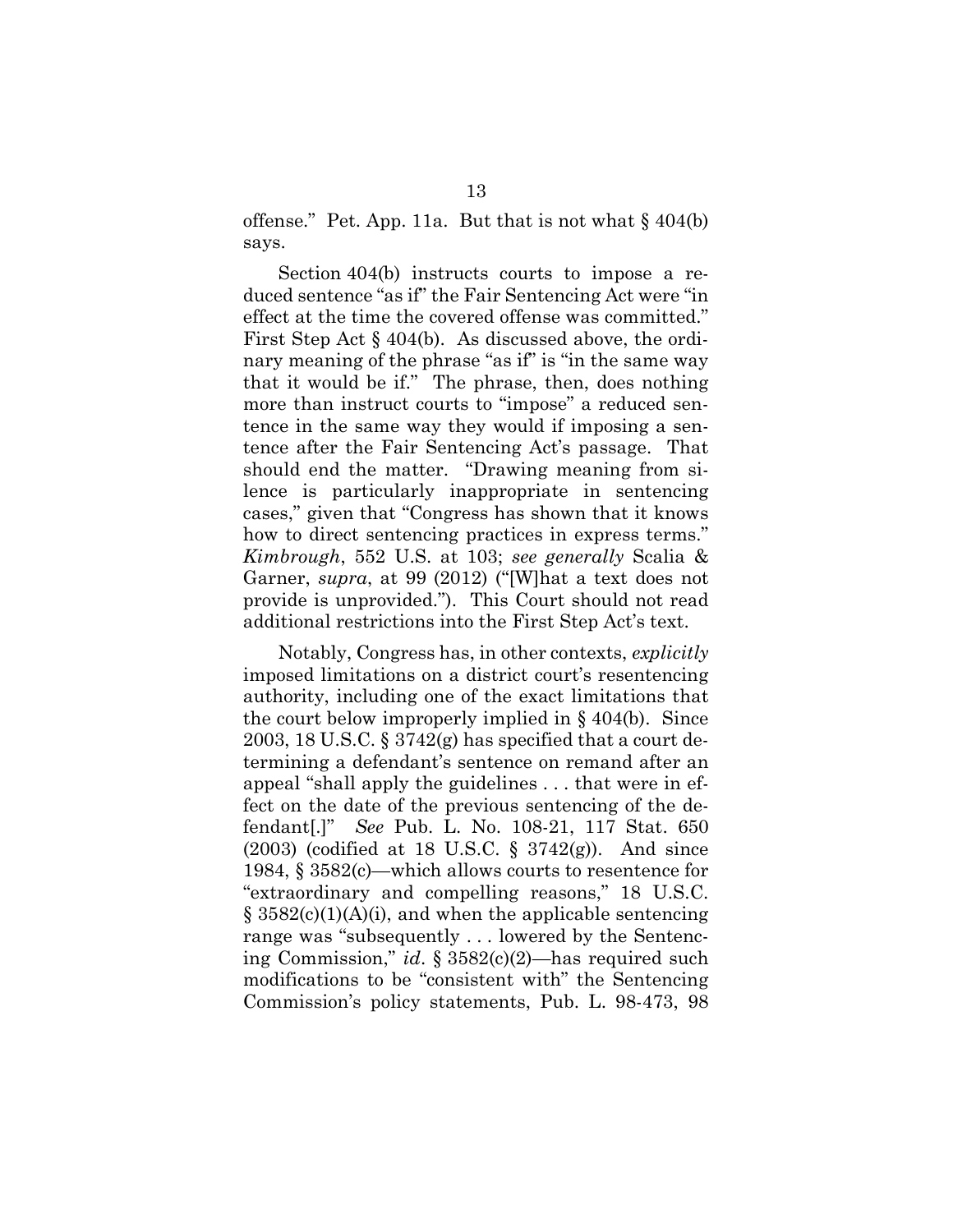offense." Pet. App. 11a. But that is not what § 404(b) says.

Section 404(b) instructs courts to impose a reduced sentence "as if" the Fair Sentencing Act were "in effect at the time the covered offense was committed." First Step Act § 404(b). As discussed above, the ordinary meaning of the phrase "as if" is "in the same way that it would be if." The phrase, then, does nothing more than instruct courts to "impose" a reduced sentence in the same way they would if imposing a sentence after the Fair Sentencing Act's passage. That should end the matter. "Drawing meaning from silence is particularly inappropriate in sentencing cases," given that "Congress has shown that it knows how to direct sentencing practices in express terms." *Kimbrough*, 552 U.S. at 103; *see generally* Scalia & Garner, *supra*, at 99 (2012) ("[W]hat a text does not provide is unprovided."). This Court should not read additional restrictions into the First Step Act's text.

Notably, Congress has, in other contexts, *explicitly* imposed limitations on a district court's resentencing authority, including one of the exact limitations that the court below improperly implied in § 404(b). Since 2003, 18 U.S.C. § 3742(g) has specified that a court determining a defendant's sentence on remand after an appeal "shall apply the guidelines . . . that were in effect on the date of the previous sentencing of the defendant[.]" *See* Pub. L. No. 108-21, 117 Stat. 650 (2003) (codified at 18 U.S.C. § 3742(g)). And since 1984, § 3582(c)—which allows courts to resentence for "extraordinary and compelling reasons," 18 U.S.C. § 3582(c)(1)(A)(i), and when the applicable sentencing range was "subsequently . . . lowered by the Sentencing Commission," *id*. § 3582(c)(2)—has required such modifications to be "consistent with" the Sentencing Commission's policy statements, Pub. L. 98-473, 98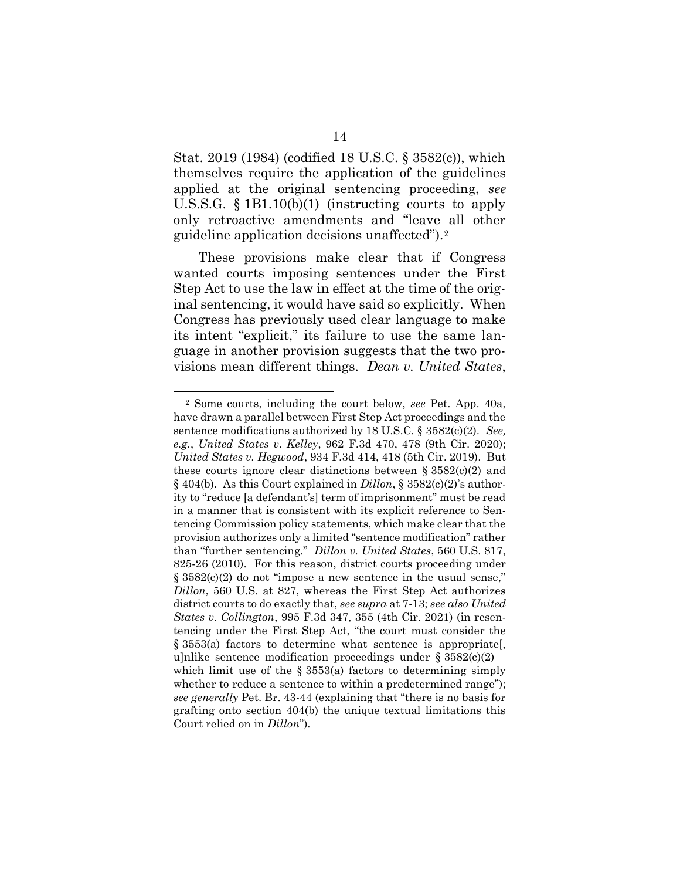Stat. 2019 (1984) (codified 18 U.S.C. § 3582(c)), which themselves require the application of the guidelines applied at the original sentencing proceeding, *see* U.S.S.G. § 1B1.10(b)(1) (instructing courts to apply only retroactive amendments and "leave all other guideline application decisions unaffected").[2]

These provisions make clear that if Congress wanted courts imposing sentences under the First Step Act to use the law in effect at the time of the original sentencing, it would have said so explicitly. When Congress has previously used clear language to make its intent "explicit," its failure to use the same language in another provision suggests that the two provisions mean different things. *Dean v. United States*,

---

[2] Some courts, including the court below, *see* Pet. App. 40a, have drawn a parallel between First Step Act proceedings and the sentence modifications authorized by 18 U.S.C. § 3582(c)(2). *See, e.g.*, *United States v. Kelley*, 962 F.3d 470, 478 (9th Cir. 2020); *United States v. Hegwood*, 934 F.3d 414, 418 (5th Cir. 2019). But these courts ignore clear distinctions between § 3582(c)(2) and § 404(b). As this Court explained in *Dillon*, § 3582(c)(2)'s authority to "reduce [a defendant's] term of imprisonment" must be read in a manner that is consistent with its explicit reference to Sentencing Commission policy statements, which make clear that the provision authorizes only a limited "sentence modification" rather than "further sentencing." *Dillon v. United States*, 560 U.S. 817, 825-26 (2010). For this reason, district courts proceeding under § 3582(c)(2) do not "impose a new sentence in the usual sense," *Dillon*, 560 U.S. at 827, whereas the First Step Act authorizes district courts to do exactly that, *see supra* at 7-13; *see also United States v. Collington*, 995 F.3d 347, 355 (4th Cir. 2021) (in resentencing under the First Step Act, "the court must consider the § 3553(a) factors to determine what sentence is appropriate[, u]nlike sentence modification proceedings under § 3582(c)(2)—which limit use of the § 3553(a) factors to determining simply whether to reduce a sentence to within a predetermined range"); *see generally* Pet. Br. 43-44 (explaining that "there is no basis for grafting onto section 404(b) the unique textual limitations this Court relied on in *Dillon*").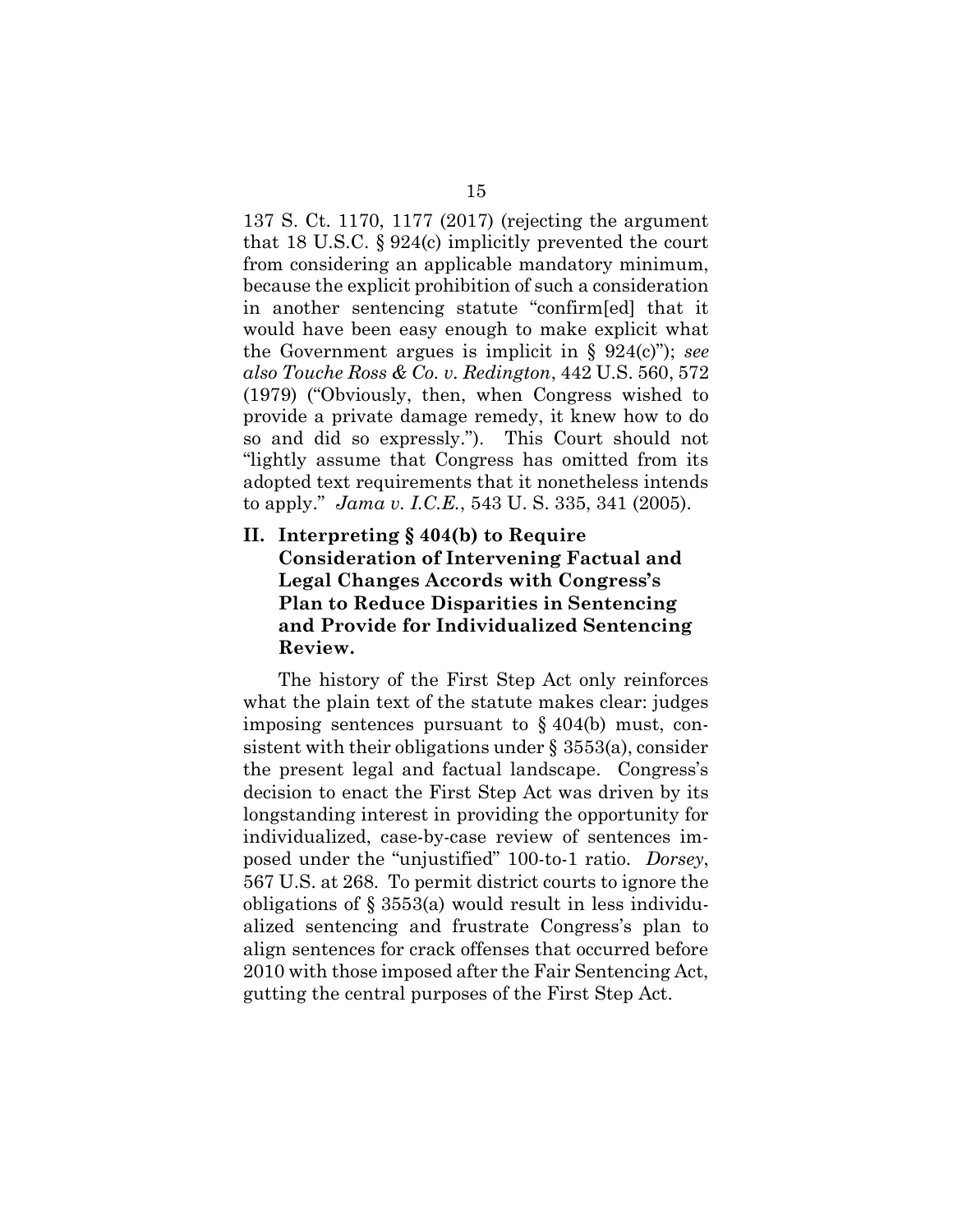137 S. Ct. 1170, 1177 (2017) (rejecting the argument that 18 U.S.C. § 924(c) implicitly prevented the court from considering an applicable mandatory minimum, because the explicit prohibition of such a consideration in another sentencing statute "confirm[ed] that it would have been easy enough to make explicit what the Government argues is implicit in § 924(c)"); *see also Touche Ross & Co. v. Redington*, 442 U.S. 560, 572 (1979) ("Obviously, then, when Congress wished to provide a private damage remedy, it knew how to do so and did so expressly."). This Court should not "lightly assume that Congress has omitted from its adopted text requirements that it nonetheless intends to apply." *Jama v. I.C.E.*, 543 U. S. 335, 341 (2005).

## II. Interpreting § 404(b) to Require Consideration of Intervening Factual and Legal Changes Accords with Congress's Plan to Reduce Disparities in Sentencing and Provide for Individualized Sentencing Review.

The history of the First Step Act only reinforces what the plain text of the statute makes clear: judges imposing sentences pursuant to § 404(b) must, consistent with their obligations under § 3553(a), consider the present legal and factual landscape. Congress's decision to enact the First Step Act was driven by its longstanding interest in providing the opportunity for individualized, case-by-case review of sentences imposed under the "unjustified" 100-to-1 ratio. *Dorsey*, 567 U.S. at 268. To permit district courts to ignore the obligations of § 3553(a) would result in less individualized sentencing and frustrate Congress's plan to align sentences for crack offenses that occurred before 2010 with those imposed after the Fair Sentencing Act, gutting the central purposes of the First Step Act.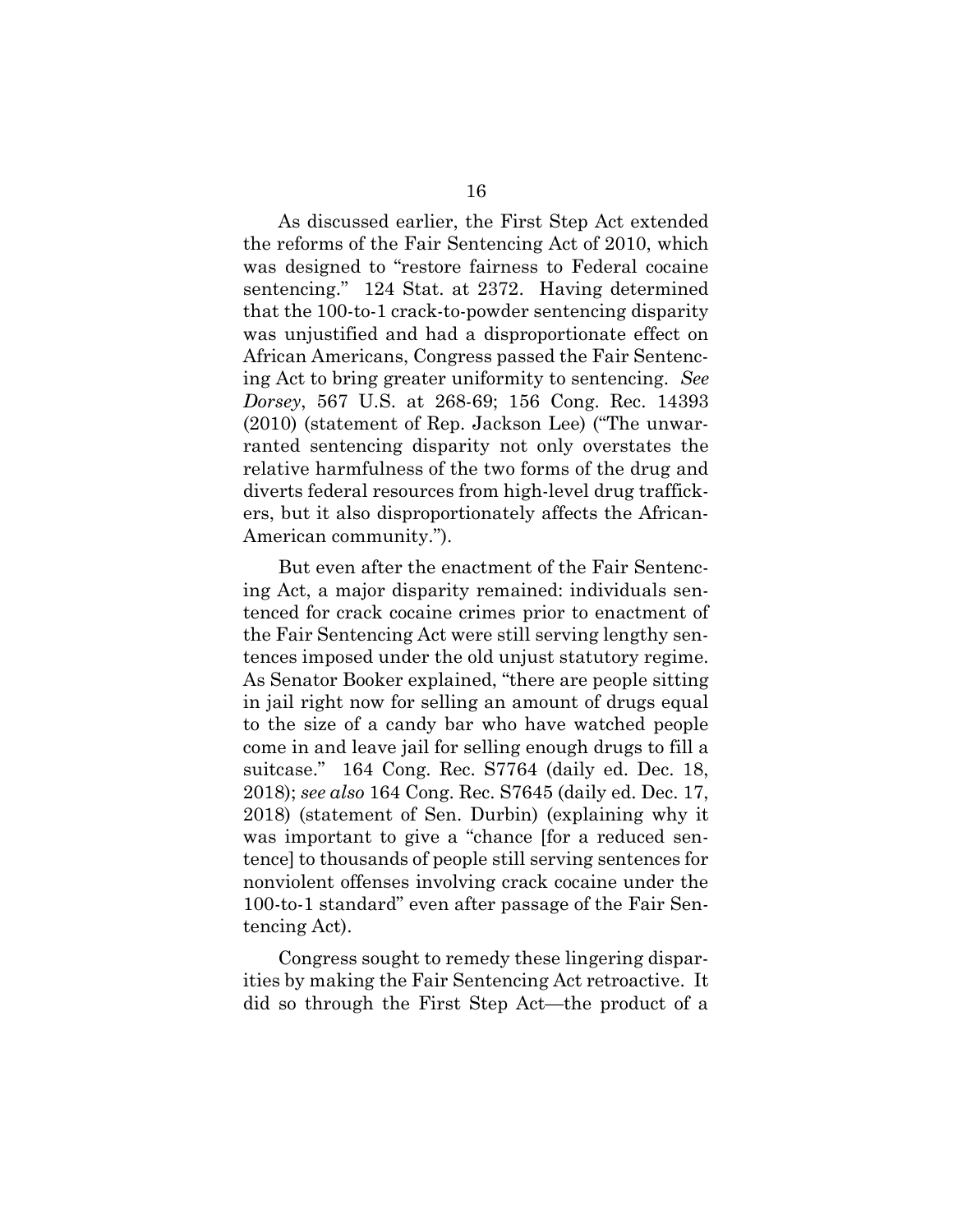As discussed earlier, the First Step Act extended the reforms of the Fair Sentencing Act of 2010, which was designed to "restore fairness to Federal cocaine sentencing." 124 Stat. at 2372. Having determined that the 100-to-1 crack-to-powder sentencing disparity was unjustified and had a disproportionate effect on African Americans, Congress passed the Fair Sentencing Act to bring greater uniformity to sentencing. *See Dorsey*, 567 U.S. at 268-69; 156 Cong. Rec. 14393 (2010) (statement of Rep. Jackson Lee) ("The unwarranted sentencing disparity not only overstates the relative harmfulness of the two forms of the drug and diverts federal resources from high-level drug traffickers, but it also disproportionately affects the African-American community.").

But even after the enactment of the Fair Sentencing Act, a major disparity remained: individuals sentenced for crack cocaine crimes prior to enactment of the Fair Sentencing Act were still serving lengthy sentences imposed under the old unjust statutory regime. As Senator Booker explained, "there are people sitting in jail right now for selling an amount of drugs equal to the size of a candy bar who have watched people come in and leave jail for selling enough drugs to fill a suitcase." 164 Cong. Rec. S7764 (daily ed. Dec. 18, 2018); *see also* 164 Cong. Rec. S7645 (daily ed. Dec. 17, 2018) (statement of Sen. Durbin) (explaining why it was important to give a "chance [for a reduced sentence] to thousands of people still serving sentences for nonviolent offenses involving crack cocaine under the 100-to-1 standard" even after passage of the Fair Sentencing Act).

Congress sought to remedy these lingering disparities by making the Fair Sentencing Act retroactive. It did so through the First Step Act—the product of a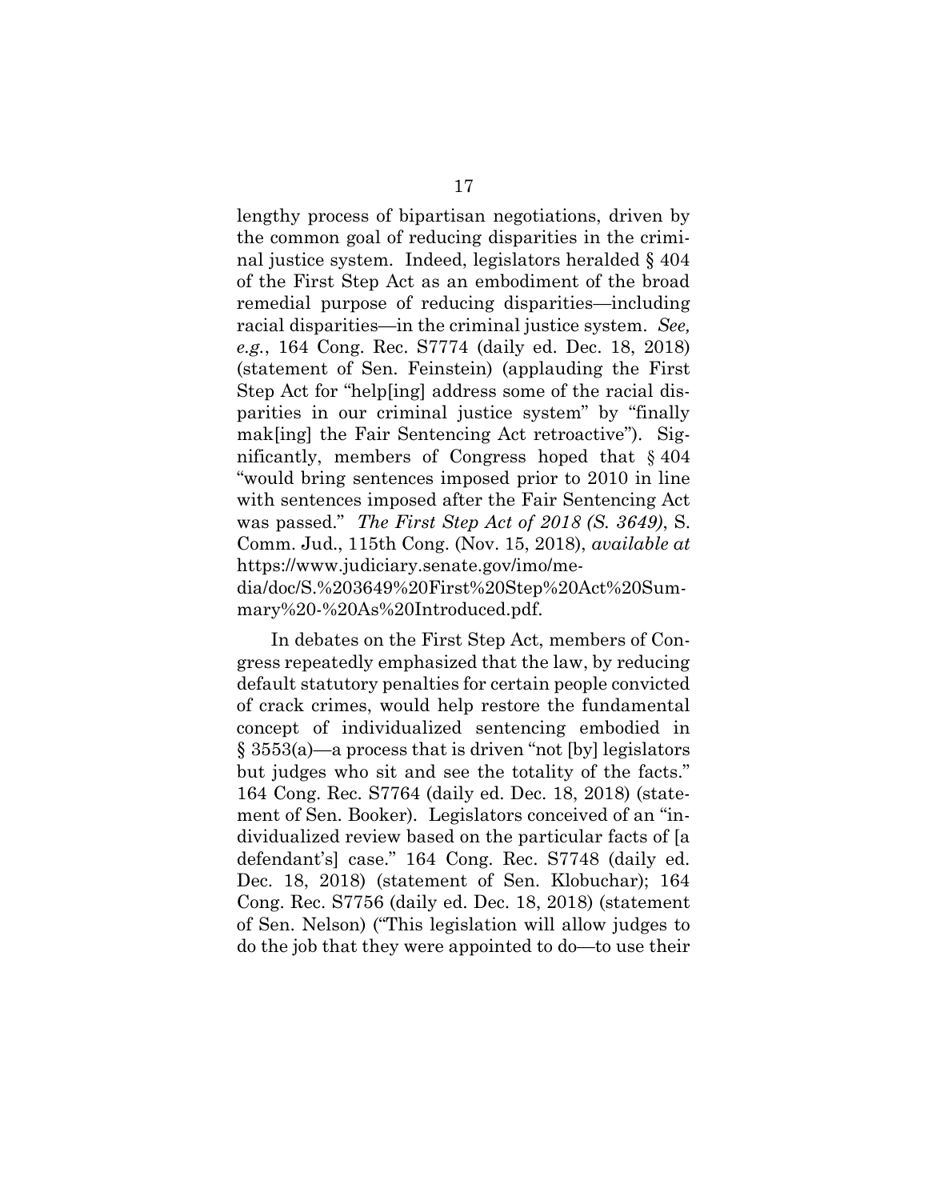lengthy process of bipartisan negotiations, driven by the common goal of reducing disparities in the criminal justice system. Indeed, legislators heralded § 404 of the First Step Act as an embodiment of the broad remedial purpose of reducing disparities—including racial disparities—in the criminal justice system. *See, e.g.*, 164 Cong. Rec. S7774 (daily ed. Dec. 18, 2018) (statement of Sen. Feinstein) (applauding the First Step Act for "help[ing] address some of the racial disparities in our criminal justice system" by "finally mak[ing] the Fair Sentencing Act retroactive"). Significantly, members of Congress hoped that § 404 "would bring sentences imposed prior to 2010 in line with sentences imposed after the Fair Sentencing Act was passed." *The First Step Act of 2018 (S. 3649)*, S. Comm. Jud., 115th Cong. (Nov. 15, 2018), *available at* https://www.judiciary.senate.gov/imo/media/doc/S.%203649%20First%20Step%20Act%20Summary%20-%20As%20Introduced.pdf.

In debates on the First Step Act, members of Congress repeatedly emphasized that the law, by reducing default statutory penalties for certain people convicted of crack crimes, would help restore the fundamental concept of individualized sentencing embodied in § 3553(a)—a process that is driven "not [by] legislators but judges who sit and see the totality of the facts." 164 Cong. Rec. S7764 (daily ed. Dec. 18, 2018) (statement of Sen. Booker). Legislators conceived of an "individualized review based on the particular facts of [a defendant's] case." 164 Cong. Rec. S7748 (daily ed. Dec. 18, 2018) (statement of Sen. Klobuchar); 164 Cong. Rec. S7756 (daily ed. Dec. 18, 2018) (statement of Sen. Nelson) ("This legislation will allow judges to do the job that they were appointed to do—to use their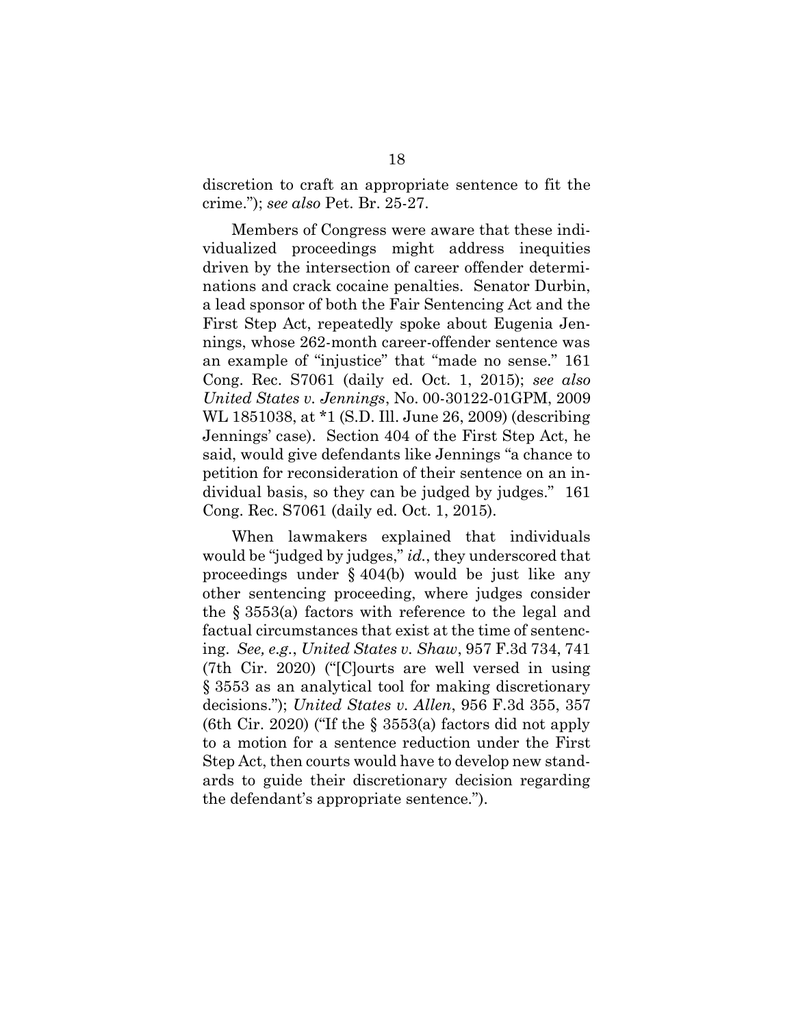discretion to craft an appropriate sentence to fit the crime."); *see also* Pet. Br. 25-27.

Members of Congress were aware that these individualized proceedings might address inequities driven by the intersection of career offender determinations and crack cocaine penalties. Senator Durbin, a lead sponsor of both the Fair Sentencing Act and the First Step Act, repeatedly spoke about Eugenia Jennings, whose 262-month career-offender sentence was an example of "injustice" that "made no sense." 161 Cong. Rec. S7061 (daily ed. Oct. 1, 2015); *see also United States v. Jennings*, No. 00-30122-01GPM, 2009 WL 1851038, at *1 (S.D. Ill. June 26, 2009) (describing Jennings' case). Section 404 of the First Step Act, he said, would give defendants like Jennings "a chance to petition for reconsideration of their sentence on an individual basis, so they can be judged by judges." 161 Cong. Rec. S7061 (daily ed. Oct. 1, 2015).

When lawmakers explained that individuals would be "judged by judges," *id.*, they underscored that proceedings under § 404(b) would be just like any other sentencing proceeding, where judges consider the § 3553(a) factors with reference to the legal and factual circumstances that exist at the time of sentencing. *See, e.g.*, *United States v. Shaw*, 957 F.3d 734, 741 (7th Cir. 2020) ("[C]ourts are well versed in using § 3553 as an analytical tool for making discretionary decisions."); *United States v. Allen*, 956 F.3d 355, 357 (6th Cir. 2020) ("If the § 3553(a) factors did not apply to a motion for a sentence reduction under the First Step Act, then courts would have to develop new standards to guide their discretionary decision regarding the defendant's appropriate sentence.").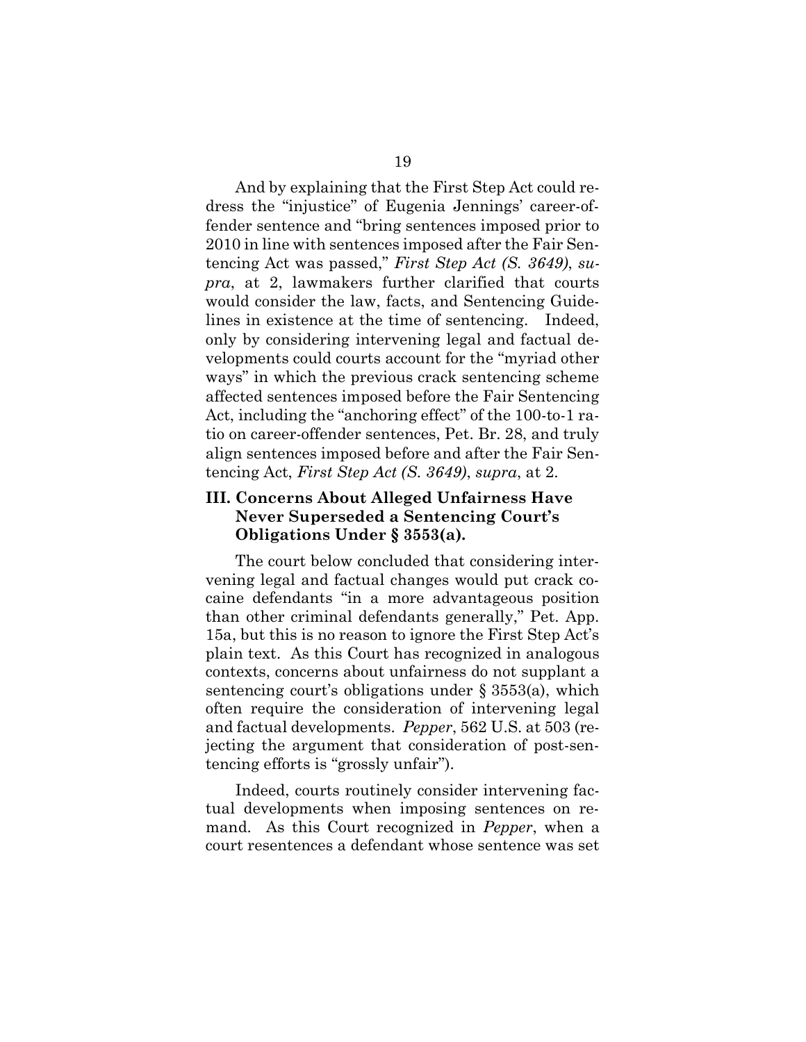And by explaining that the First Step Act could redress the "injustice" of Eugenia Jennings' career-offender sentence and "bring sentences imposed prior to 2010 in line with sentences imposed after the Fair Sentencing Act was passed," *First Step Act (S. 3649)*, *supra*, at 2, lawmakers further clarified that courts would consider the law, facts, and Sentencing Guidelines in existence at the time of sentencing. Indeed, only by considering intervening legal and factual developments could courts account for the "myriad other ways" in which the previous crack sentencing scheme affected sentences imposed before the Fair Sentencing Act, including the "anchoring effect" of the 100-to-1 ratio on career-offender sentences, Pet. Br. 28, and truly align sentences imposed before and after the Fair Sentencing Act, *First Step Act (S. 3649)*, *supra*, at 2.

### III. Concerns About Alleged Unfairness Have Never Superseded a Sentencing Court's Obligations Under § 3553(a).

The court below concluded that considering intervening legal and factual changes would put crack cocaine defendants "in a more advantageous position than other criminal defendants generally," Pet. App. 15a, but this is no reason to ignore the First Step Act's plain text. As this Court has recognized in analogous contexts, concerns about unfairness do not supplant a sentencing court's obligations under § 3553(a), which often require the consideration of intervening legal and factual developments. *Pepper*, 562 U.S. at 503 (rejecting the argument that consideration of post-sentencing efforts is "grossly unfair").

Indeed, courts routinely consider intervening factual developments when imposing sentences on remand. As this Court recognized in *Pepper*, when a court resentences a defendant whose sentence was set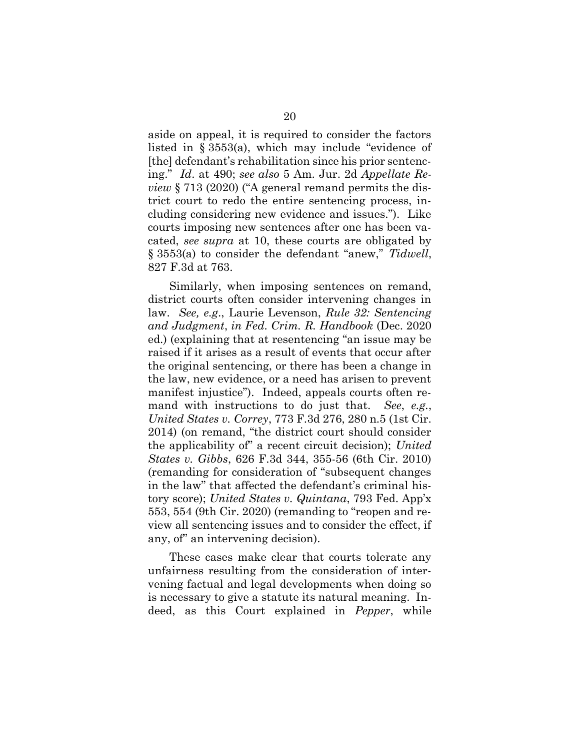aside on appeal, it is required to consider the factors listed in § 3553(a), which may include "evidence of [the] defendant's rehabilitation since his prior sentencing." *Id*. at 490; *see also* 5 Am. Jur. 2d *Appellate Review* § 713 (2020) ("A general remand permits the district court to redo the entire sentencing process, including considering new evidence and issues."). Like courts imposing new sentences after one has been vacated, *see supra* at 10, these courts are obligated by § 3553(a) to consider the defendant "anew," *Tidwell*, 827 F.3d at 763.

Similarly, when imposing sentences on remand, district courts often consider intervening changes in law. *See, e.g.*, Laurie Levenson, *Rule 32: Sentencing and Judgment*, *in Fed. Crim. R. Handbook* (Dec. 2020 ed.) (explaining that at resentencing "an issue may be raised if it arises as a result of events that occur after the original sentencing, or there has been a change in the law, new evidence, or a need has arisen to prevent manifest injustice"). Indeed, appeals courts often remand with instructions to do just that. *See*, *e.g.*, *United States v. Correy*, 773 F.3d 276, 280 n.5 (1st Cir. 2014) (on remand, "the district court should consider the applicability of" a recent circuit decision); *United States v. Gibbs*, 626 F.3d 344, 355-56 (6th Cir. 2010) (remanding for consideration of "subsequent changes in the law" that affected the defendant's criminal history score); *United States v. Quintana*, 793 Fed. App'x 553, 554 (9th Cir. 2020) (remanding to "reopen and review all sentencing issues and to consider the effect, if any, of" an intervening decision).

These cases make clear that courts tolerate any unfairness resulting from the consideration of intervening factual and legal developments when doing so is necessary to give a statute its natural meaning. Indeed, as this Court explained in *Pepper*, while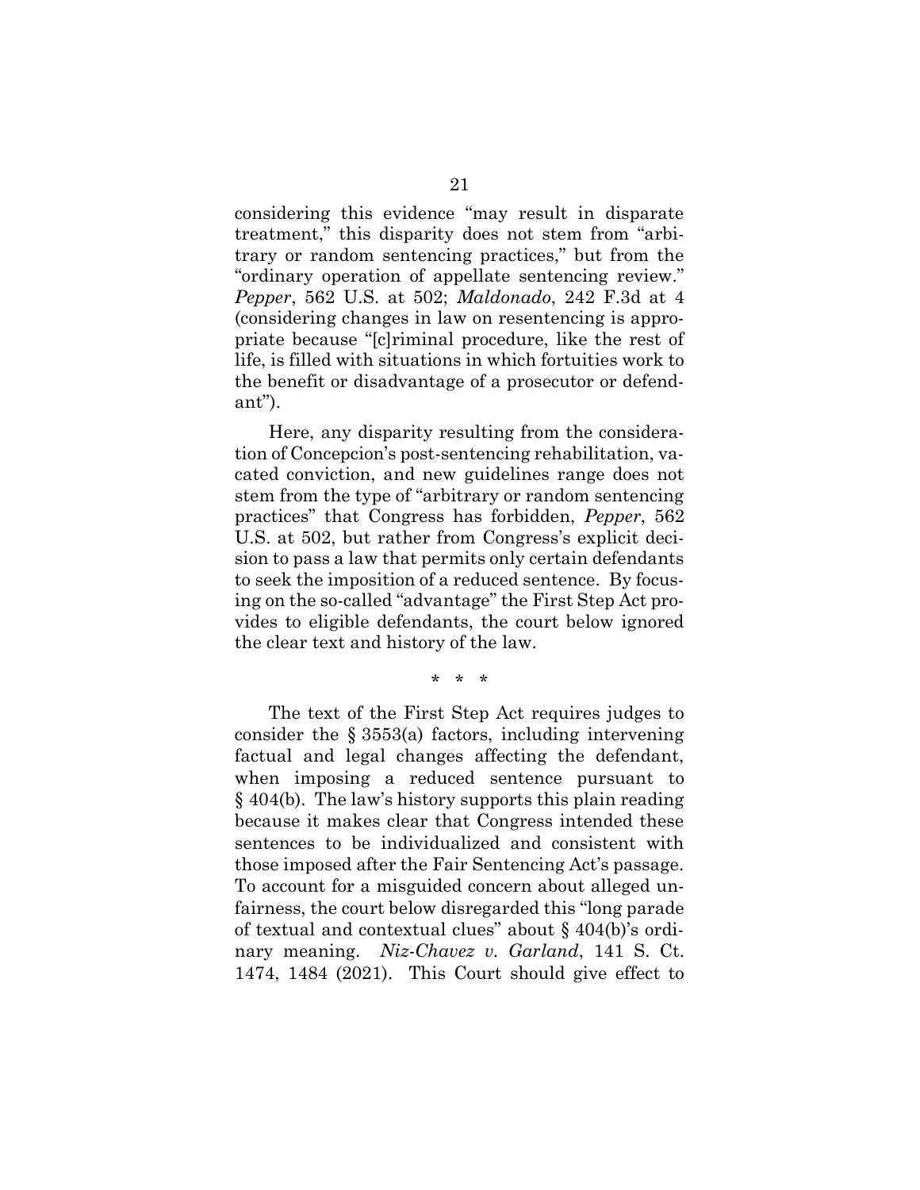considering this evidence "may result in disparate treatment," this disparity does not stem from "arbitrary or random sentencing practices," but from the "ordinary operation of appellate sentencing review." *Pepper*, 562 U.S. at 502; *Maldonado*, 242 F.3d at 4 (considering changes in law on resentencing is appropriate because "[c]riminal procedure, like the rest of life, is filled with situations in which fortuities work to the benefit or disadvantage of a prosecutor or defendant").

Here, any disparity resulting from the consideration of Concepcion's post-sentencing rehabilitation, vacated conviction, and new guidelines range does not stem from the type of "arbitrary or random sentencing practices" that Congress has forbidden, *Pepper*, 562 U.S. at 502, but rather from Congress's explicit decision to pass a law that permits only certain defendants to seek the imposition of a reduced sentence. By focusing on the so-called "advantage" the First Step Act provides to eligible defendants, the court below ignored the clear text and history of the law.

\* \* \*

The text of the First Step Act requires judges to consider the § 3553(a) factors, including intervening factual and legal changes affecting the defendant, when imposing a reduced sentence pursuant to § 404(b). The law's history supports this plain reading because it makes clear that Congress intended these sentences to be individualized and consistent with those imposed after the Fair Sentencing Act's passage. To account for a misguided concern about alleged unfairness, the court below disregarded this "long parade of textual and contextual clues" about § 404(b)'s ordinary meaning. *Niz-Chavez v. Garland*, 141 S. Ct. 1474, 1484 (2021). This Court should give effect to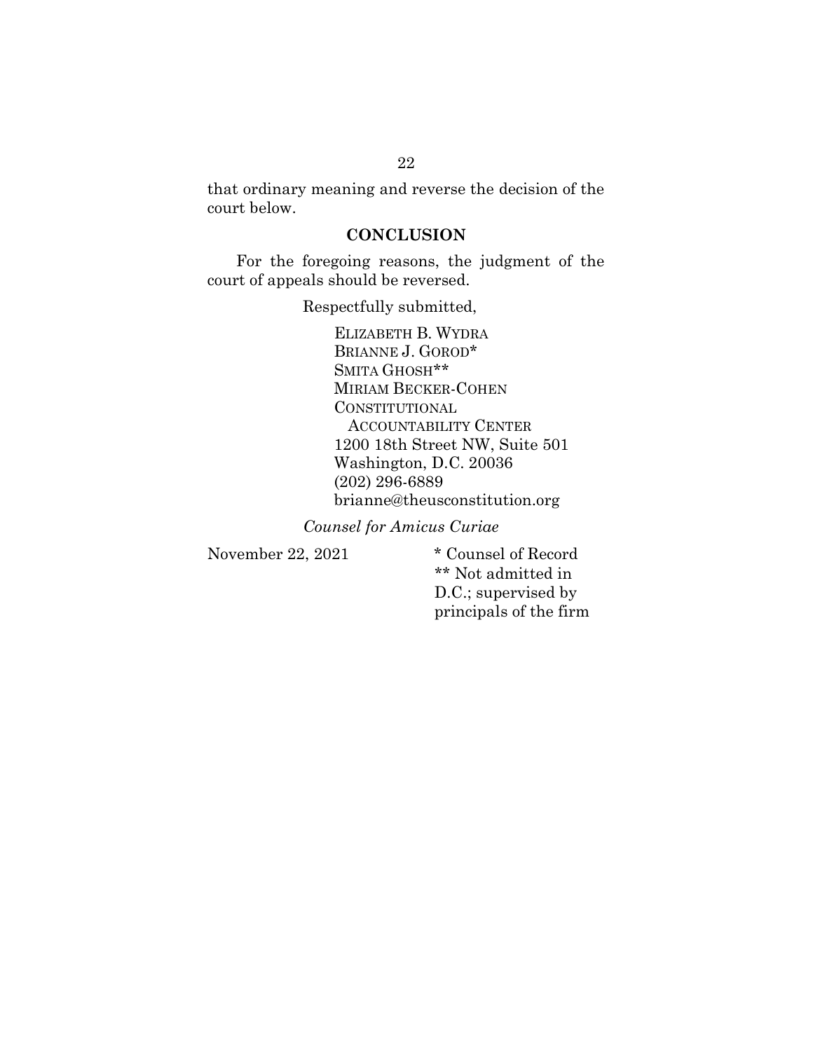that ordinary meaning and reverse the decision of the court below.

## CONCLUSION

For the foregoing reasons, the judgment of the court of appeals should be reversed.

Respectfully submitted,

ELIZABETH B. WYDRA
BRIANNE J. GOROD*
SMITA GHOSH**
MIRIAM BECKER-COHEN
CONSTITUTIONAL
ACCOUNTABILITY CENTER
1200 18th Street NW, Suite 501
Washington, D.C. 20036
(202) 296-6889
brianne@theusconstitution.org

*Counsel for Amicus Curiae*

November 22, 2021

* Counsel of Record
** Not admitted in D.C.; supervised by principals of the firm